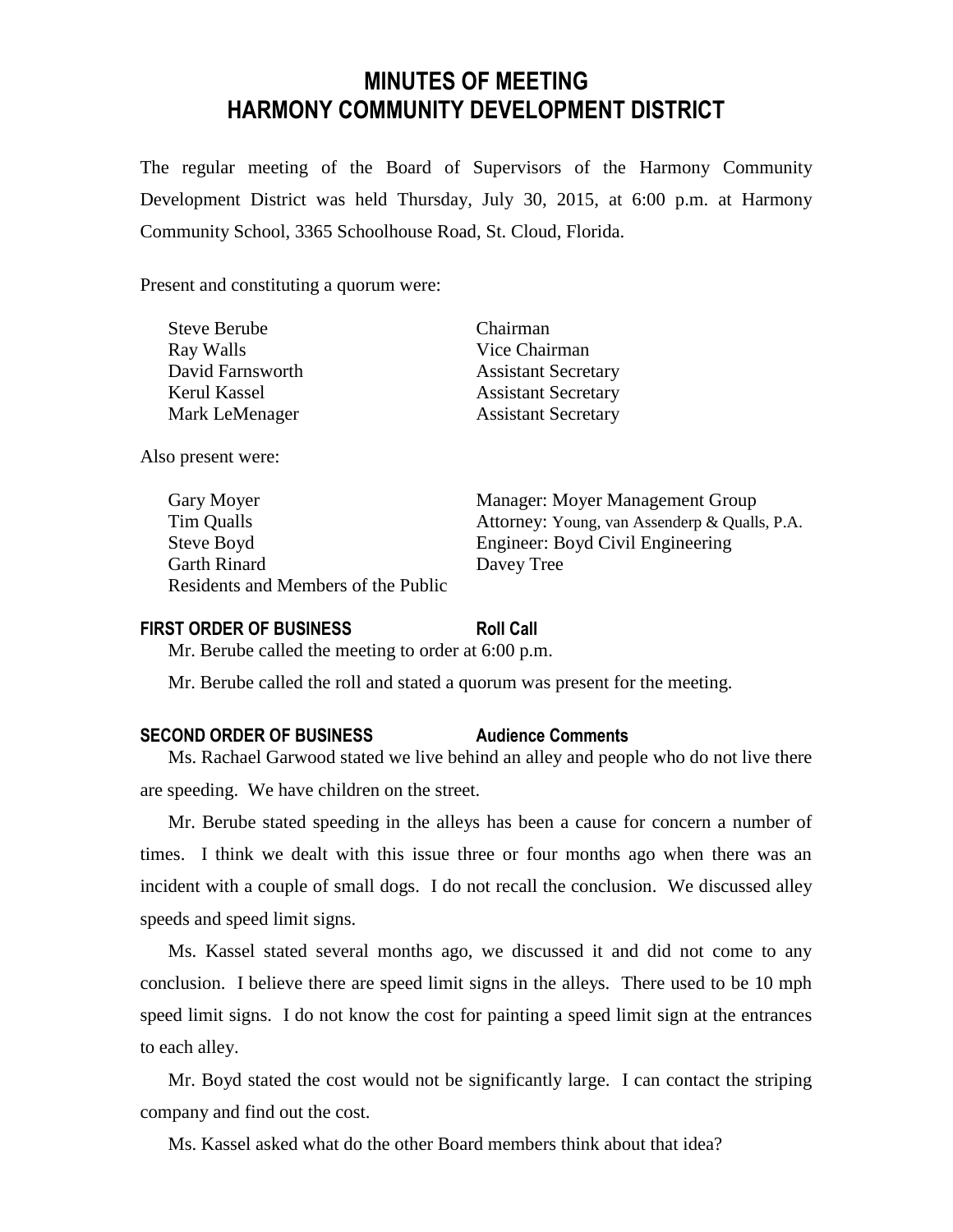# MINUTES OF MEETING
# HARMONY COMMUNITY DEVELOPMENT DISTRICT

The regular meeting of the Board of Supervisors of the Harmony Community Development District was held Thursday, July 30, 2015, at 6:00 p.m. at Harmony Community School, 3365 Schoolhouse Road, St. Cloud, Florida.

Present and constituting a quorum were:

| | |
|---|---|
| Steve Berube | Chairman |
| Ray Walls | Vice Chairman |
| David Farnsworth | Assistant Secretary |
| Kerul Kassel | Assistant Secretary |
| Mark LeMenager | Assistant Secretary |

Also present were:

| | |
|---|---|
| Gary Moyer | Manager: Moyer Management Group |
| Tim Qualls | Attorney: Young, van Assenderp & Qualls, P.A. |
| Steve Boyd | Engineer: Boyd Civil Engineering |
| Garth Rinard | Davey Tree |
| Residents and Members of the Public | |

**FIRST ORDER OF BUSINESS** **Roll Call**

Mr. Berube called the meeting to order at 6:00 p.m.

Mr. Berube called the roll and stated a quorum was present for the meeting.

**SECOND ORDER OF BUSINESS** **Audience Comments**

Ms. Rachael Garwood stated we live behind an alley and people who do not live there are speeding. We have children on the street.

Mr. Berube stated speeding in the alleys has been a cause for concern a number of times. I think we dealt with this issue three or four months ago when there was an incident with a couple of small dogs. I do not recall the conclusion. We discussed alley speeds and speed limit signs.

Ms. Kassel stated several months ago, we discussed it and did not come to any conclusion. I believe there are speed limit signs in the alleys. There used to be 10 mph speed limit signs. I do not know the cost for painting a speed limit sign at the entrances to each alley.

Mr. Boyd stated the cost would not be significantly large. I can contact the striping company and find out the cost.

Ms. Kassel asked what do the other Board members think about that idea?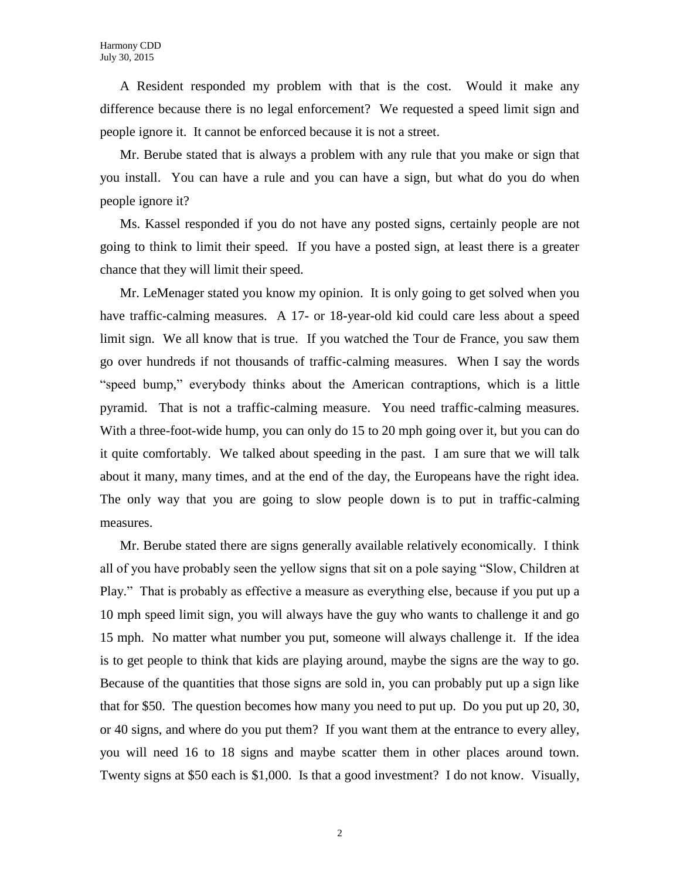A Resident responded my problem with that is the cost. Would it make any difference because there is no legal enforcement? We requested a speed limit sign and people ignore it. It cannot be enforced because it is not a street.

Mr. Berube stated that is always a problem with any rule that you make or sign that you install. You can have a rule and you can have a sign, but what do you do when people ignore it?

Ms. Kassel responded if you do not have any posted signs, certainly people are not going to think to limit their speed. If you have a posted sign, at least there is a greater chance that they will limit their speed.

Mr. LeMenager stated you know my opinion. It is only going to get solved when you have traffic-calming measures. A 17- or 18-year-old kid could care less about a speed limit sign. We all know that is true. If you watched the Tour de France, you saw them go over hundreds if not thousands of traffic-calming measures. When I say the words "speed bump," everybody thinks about the American contraptions, which is a little pyramid. That is not a traffic-calming measure. You need traffic-calming measures. With a three-foot-wide hump, you can only do 15 to 20 mph going over it, but you can do it quite comfortably. We talked about speeding in the past. I am sure that we will talk about it many, many times, and at the end of the day, the Europeans have the right idea. The only way that you are going to slow people down is to put in traffic-calming measures.

Mr. Berube stated there are signs generally available relatively economically. I think all of you have probably seen the yellow signs that sit on a pole saying "Slow, Children at Play." That is probably as effective a measure as everything else, because if you put up a 10 mph speed limit sign, you will always have the guy who wants to challenge it and go 15 mph. No matter what number you put, someone will always challenge it. If the idea is to get people to think that kids are playing around, maybe the signs are the way to go. Because of the quantities that those signs are sold in, you can probably put up a sign like that for $50. The question becomes how many you need to put up. Do you put up 20, 30, or 40 signs, and where do you put them? If you want them at the entrance to every alley, you will need 16 to 18 signs and maybe scatter them in other places around town. Twenty signs at $50 each is $1,000. Is that a good investment? I do not know. Visually,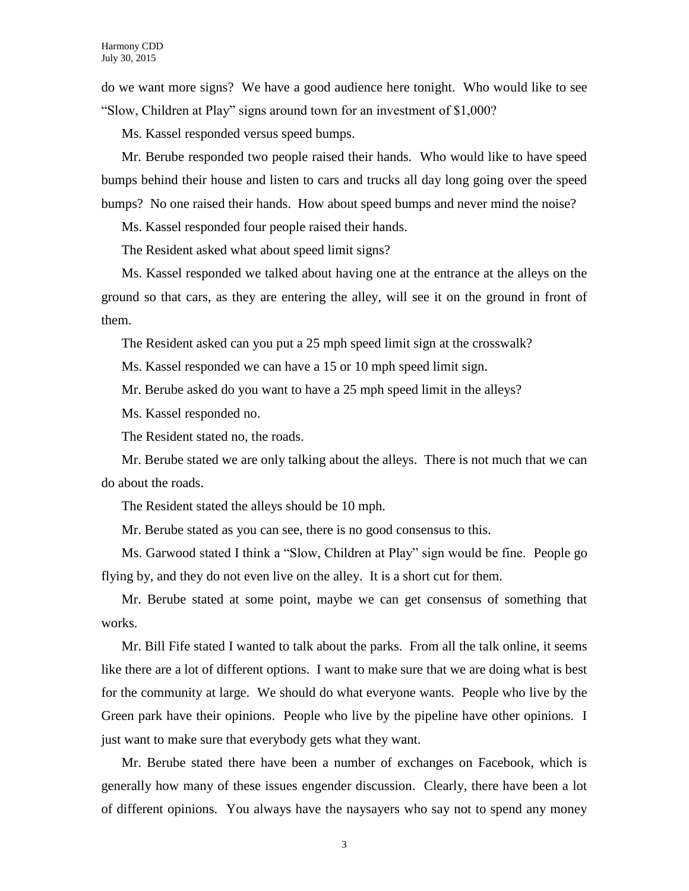do we want more signs? We have a good audience here tonight. Who would like to see "Slow, Children at Play" signs around town for an investment of $1,000?

Ms. Kassel responded versus speed bumps.

Mr. Berube responded two people raised their hands. Who would like to have speed bumps behind their house and listen to cars and trucks all day long going over the speed bumps? No one raised their hands. How about speed bumps and never mind the noise?

Ms. Kassel responded four people raised their hands.

The Resident asked what about speed limit signs?

Ms. Kassel responded we talked about having one at the entrance at the alleys on the ground so that cars, as they are entering the alley, will see it on the ground in front of them.

The Resident asked can you put a 25 mph speed limit sign at the crosswalk?

Ms. Kassel responded we can have a 15 or 10 mph speed limit sign.

Mr. Berube asked do you want to have a 25 mph speed limit in the alleys?

Ms. Kassel responded no.

The Resident stated no, the roads.

Mr. Berube stated we are only talking about the alleys. There is not much that we can do about the roads.

The Resident stated the alleys should be 10 mph.

Mr. Berube stated as you can see, there is no good consensus to this.

Ms. Garwood stated I think a "Slow, Children at Play" sign would be fine. People go flying by, and they do not even live on the alley. It is a short cut for them.

Mr. Berube stated at some point, maybe we can get consensus of something that works.

Mr. Bill Fife stated I wanted to talk about the parks. From all the talk online, it seems like there are a lot of different options. I want to make sure that we are doing what is best for the community at large. We should do what everyone wants. People who live by the Green park have their opinions. People who live by the pipeline have other opinions. I just want to make sure that everybody gets what they want.

Mr. Berube stated there have been a number of exchanges on Facebook, which is generally how many of these issues engender discussion. Clearly, there have been a lot of different opinions. You always have the naysayers who say not to spend any money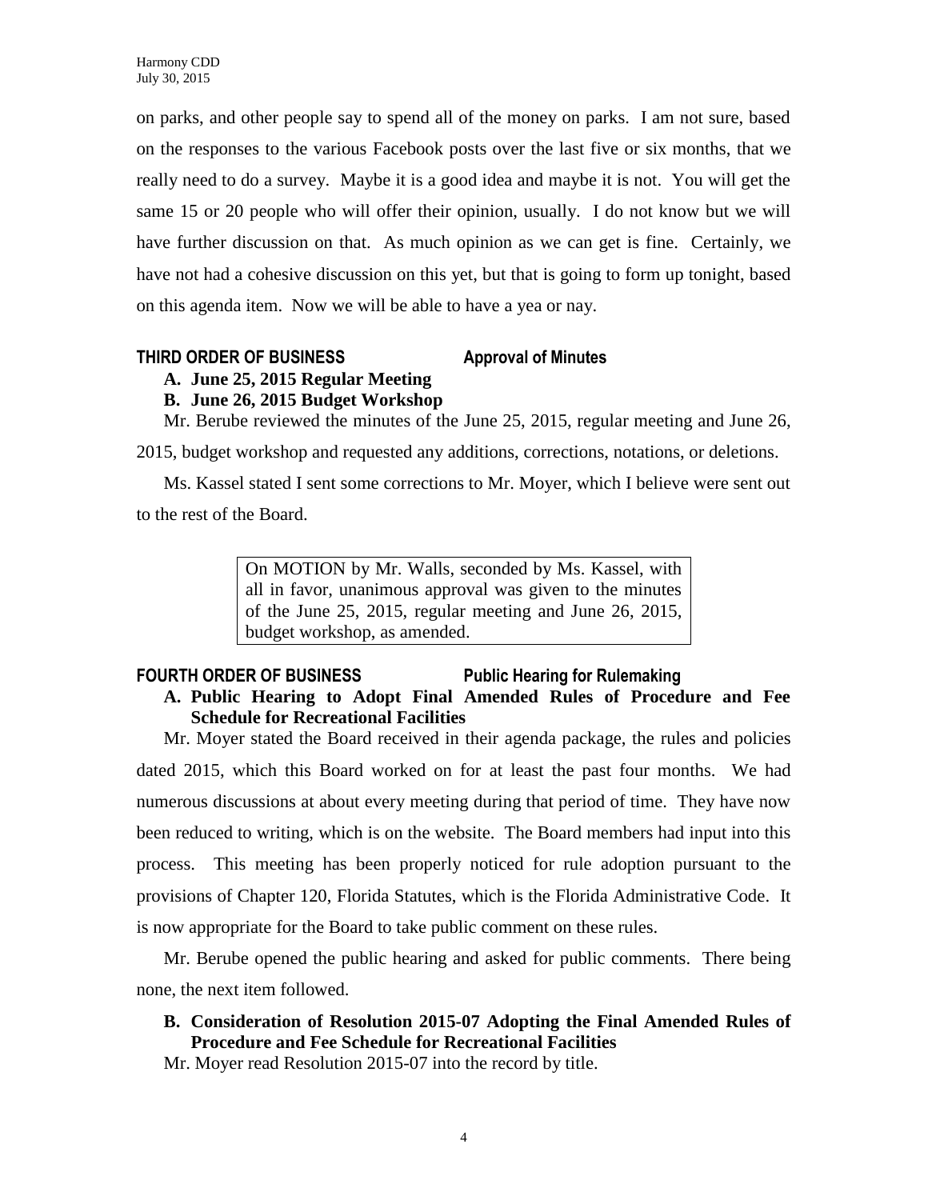on parks, and other people say to spend all of the money on parks. I am not sure, based on the responses to the various Facebook posts over the last five or six months, that we really need to do a survey. Maybe it is a good idea and maybe it is not. You will get the same 15 or 20 people who will offer their opinion, usually. I do not know but we will have further discussion on that. As much opinion as we can get is fine. Certainly, we have not had a cohesive discussion on this yet, but that is going to form up tonight, based on this agenda item. Now we will be able to have a yea or nay.

## THIRD ORDER OF BUSINESS — Approval of Minutes

**A. June 25, 2015 Regular Meeting**

**B. June 26, 2015 Budget Workshop**

Mr. Berube reviewed the minutes of the June 25, 2015, regular meeting and June 26, 2015, budget workshop and requested any additions, corrections, notations, or deletions.

Ms. Kassel stated I sent some corrections to Mr. Moyer, which I believe were sent out to the rest of the Board.

> On MOTION by Mr. Walls, seconded by Ms. Kassel, with all in favor, unanimous approval was given to the minutes of the June 25, 2015, regular meeting and June 26, 2015, budget workshop, as amended.

## FOURTH ORDER OF BUSINESS — Public Hearing for Rulemaking

**A. Public Hearing to Adopt Final Amended Rules of Procedure and Fee Schedule for Recreational Facilities**

Mr. Moyer stated the Board received in their agenda package, the rules and policies dated 2015, which this Board worked on for at least the past four months. We had numerous discussions at about every meeting during that period of time. They have now been reduced to writing, which is on the website. The Board members had input into this process. This meeting has been properly noticed for rule adoption pursuant to the provisions of Chapter 120, Florida Statutes, which is the Florida Administrative Code. It is now appropriate for the Board to take public comment on these rules.

Mr. Berube opened the public hearing and asked for public comments. There being none, the next item followed.

**B. Consideration of Resolution 2015-07 Adopting the Final Amended Rules of Procedure and Fee Schedule for Recreational Facilities**

Mr. Moyer read Resolution 2015-07 into the record by title.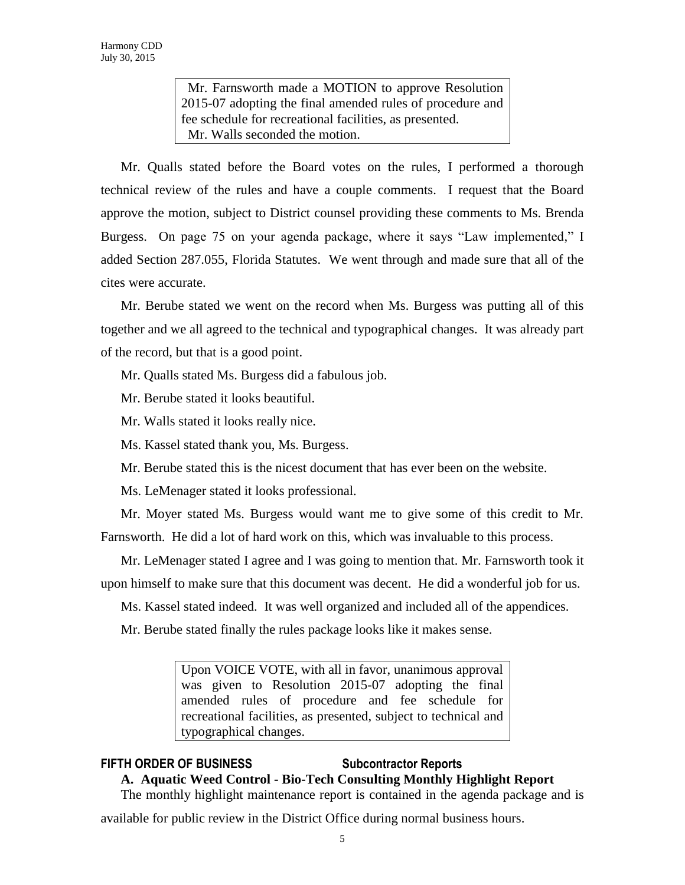> Mr. Farnsworth made a MOTION to approve Resolution 2015-07 adopting the final amended rules of procedure and fee schedule for recreational facilities, as presented.
> Mr. Walls seconded the motion.

Mr. Qualls stated before the Board votes on the rules, I performed a thorough technical review of the rules and have a couple comments. I request that the Board approve the motion, subject to District counsel providing these comments to Ms. Brenda Burgess. On page 75 on your agenda package, where it says "Law implemented," I added Section 287.055, Florida Statutes. We went through and made sure that all of the cites were accurate.

Mr. Berube stated we went on the record when Ms. Burgess was putting all of this together and we all agreed to the technical and typographical changes. It was already part of the record, but that is a good point.

Mr. Qualls stated Ms. Burgess did a fabulous job.

Mr. Berube stated it looks beautiful.

Mr. Walls stated it looks really nice.

Ms. Kassel stated thank you, Ms. Burgess.

Mr. Berube stated this is the nicest document that has ever been on the website.

Ms. LeMenager stated it looks professional.

Mr. Moyer stated Ms. Burgess would want me to give some of this credit to Mr. Farnsworth. He did a lot of hard work on this, which was invaluable to this process.

Mr. LeMenager stated I agree and I was going to mention that. Mr. Farnsworth took it upon himself to make sure that this document was decent. He did a wonderful job for us.

Ms. Kassel stated indeed. It was well organized and included all of the appendices.

Mr. Berube stated finally the rules package looks like it makes sense.

> Upon VOICE VOTE, with all in favor, unanimous approval was given to Resolution 2015-07 adopting the final amended rules of procedure and fee schedule for recreational facilities, as presented, subject to technical and typographical changes.

## FIFTH ORDER OF BUSINESS Subcontractor Reports

**A. Aquatic Weed Control - Bio-Tech Consulting Monthly Highlight Report**

The monthly highlight maintenance report is contained in the agenda package and is available for public review in the District Office during normal business hours.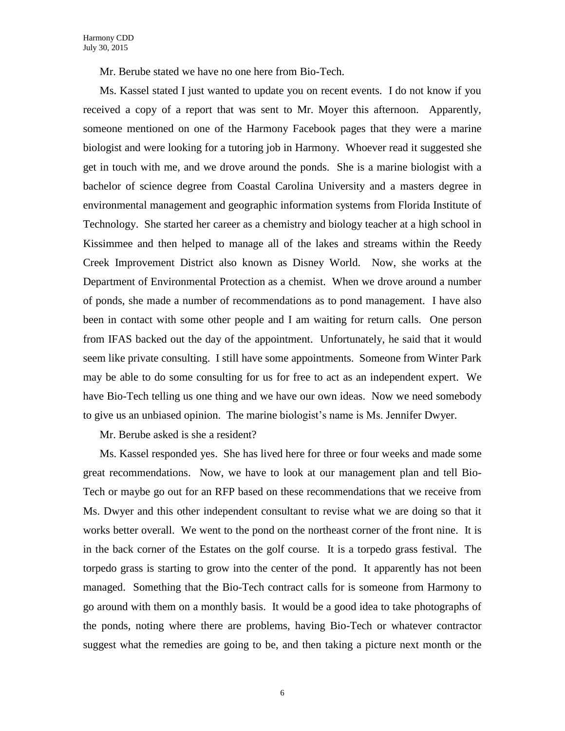Mr. Berube stated we have no one here from Bio-Tech.

Ms. Kassel stated I just wanted to update you on recent events. I do not know if you received a copy of a report that was sent to Mr. Moyer this afternoon. Apparently, someone mentioned on one of the Harmony Facebook pages that they were a marine biologist and were looking for a tutoring job in Harmony. Whoever read it suggested she get in touch with me, and we drove around the ponds. She is a marine biologist with a bachelor of science degree from Coastal Carolina University and a masters degree in environmental management and geographic information systems from Florida Institute of Technology. She started her career as a chemistry and biology teacher at a high school in Kissimmee and then helped to manage all of the lakes and streams within the Reedy Creek Improvement District also known as Disney World. Now, she works at the Department of Environmental Protection as a chemist. When we drove around a number of ponds, she made a number of recommendations as to pond management. I have also been in contact with some other people and I am waiting for return calls. One person from IFAS backed out the day of the appointment. Unfortunately, he said that it would seem like private consulting. I still have some appointments. Someone from Winter Park may be able to do some consulting for us for free to act as an independent expert. We have Bio-Tech telling us one thing and we have our own ideas. Now we need somebody to give us an unbiased opinion. The marine biologist's name is Ms. Jennifer Dwyer.

Mr. Berube asked is she a resident?

Ms. Kassel responded yes. She has lived here for three or four weeks and made some great recommendations. Now, we have to look at our management plan and tell Bio-Tech or maybe go out for an RFP based on these recommendations that we receive from Ms. Dwyer and this other independent consultant to revise what we are doing so that it works better overall. We went to the pond on the northeast corner of the front nine. It is in the back corner of the Estates on the golf course. It is a torpedo grass festival. The torpedo grass is starting to grow into the center of the pond. It apparently has not been managed. Something that the Bio-Tech contract calls for is someone from Harmony to go around with them on a monthly basis. It would be a good idea to take photographs of the ponds, noting where there are problems, having Bio-Tech or whatever contractor suggest what the remedies are going to be, and then taking a picture next month or the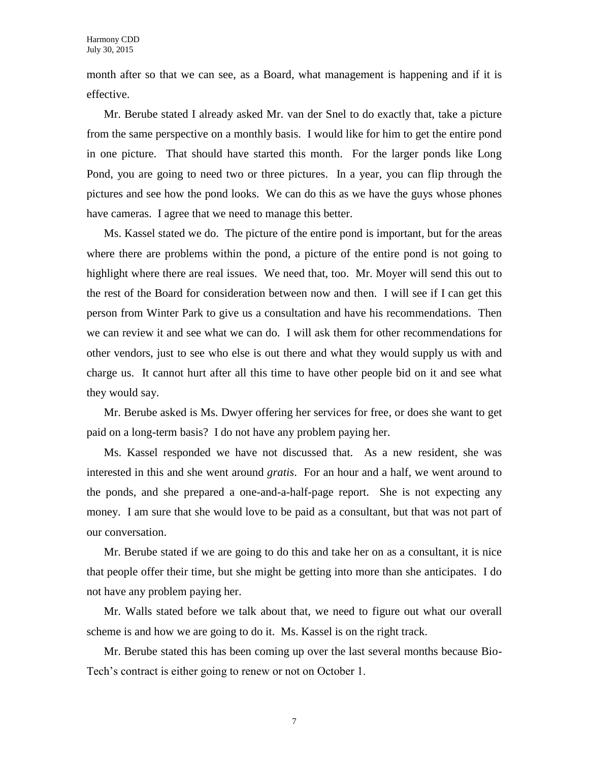month after so that we can see, as a Board, what management is happening and if it is effective.

Mr. Berube stated I already asked Mr. van der Snel to do exactly that, take a picture from the same perspective on a monthly basis. I would like for him to get the entire pond in one picture. That should have started this month. For the larger ponds like Long Pond, you are going to need two or three pictures. In a year, you can flip through the pictures and see how the pond looks. We can do this as we have the guys whose phones have cameras. I agree that we need to manage this better.

Ms. Kassel stated we do. The picture of the entire pond is important, but for the areas where there are problems within the pond, a picture of the entire pond is not going to highlight where there are real issues. We need that, too. Mr. Moyer will send this out to the rest of the Board for consideration between now and then. I will see if I can get this person from Winter Park to give us a consultation and have his recommendations. Then we can review it and see what we can do. I will ask them for other recommendations for other vendors, just to see who else is out there and what they would supply us with and charge us. It cannot hurt after all this time to have other people bid on it and see what they would say.

Mr. Berube asked is Ms. Dwyer offering her services for free, or does she want to get paid on a long-term basis? I do not have any problem paying her.

Ms. Kassel responded we have not discussed that. As a new resident, she was interested in this and she went around *gratis*. For an hour and a half, we went around to the ponds, and she prepared a one-and-a-half-page report. She is not expecting any money. I am sure that she would love to be paid as a consultant, but that was not part of our conversation.

Mr. Berube stated if we are going to do this and take her on as a consultant, it is nice that people offer their time, but she might be getting into more than she anticipates. I do not have any problem paying her.

Mr. Walls stated before we talk about that, we need to figure out what our overall scheme is and how we are going to do it. Ms. Kassel is on the right track.

Mr. Berube stated this has been coming up over the last several months because Bio-Tech's contract is either going to renew or not on October 1.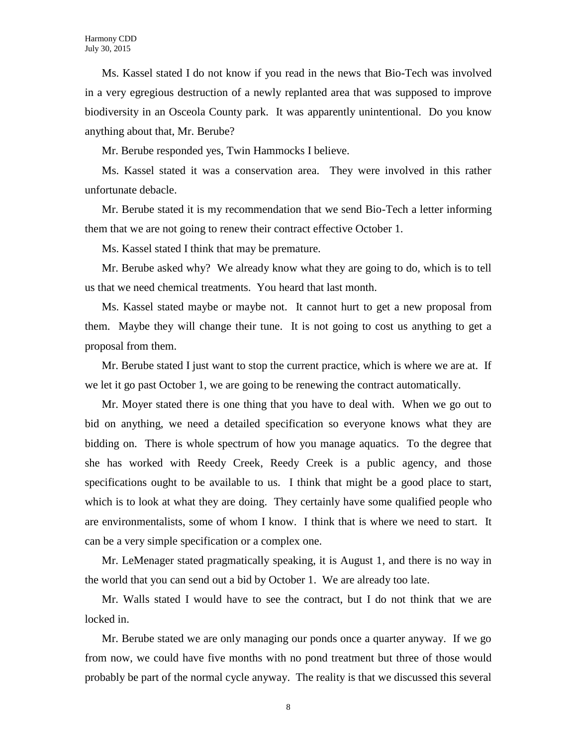Ms. Kassel stated I do not know if you read in the news that Bio-Tech was involved in a very egregious destruction of a newly replanted area that was supposed to improve biodiversity in an Osceola County park. It was apparently unintentional. Do you know anything about that, Mr. Berube?

Mr. Berube responded yes, Twin Hammocks I believe.

Ms. Kassel stated it was a conservation area. They were involved in this rather unfortunate debacle.

Mr. Berube stated it is my recommendation that we send Bio-Tech a letter informing them that we are not going to renew their contract effective October 1.

Ms. Kassel stated I think that may be premature.

Mr. Berube asked why? We already know what they are going to do, which is to tell us that we need chemical treatments. You heard that last month.

Ms. Kassel stated maybe or maybe not. It cannot hurt to get a new proposal from them. Maybe they will change their tune. It is not going to cost us anything to get a proposal from them.

Mr. Berube stated I just want to stop the current practice, which is where we are at. If we let it go past October 1, we are going to be renewing the contract automatically.

Mr. Moyer stated there is one thing that you have to deal with. When we go out to bid on anything, we need a detailed specification so everyone knows what they are bidding on. There is whole spectrum of how you manage aquatics. To the degree that she has worked with Reedy Creek, Reedy Creek is a public agency, and those specifications ought to be available to us. I think that might be a good place to start, which is to look at what they are doing. They certainly have some qualified people who are environmentalists, some of whom I know. I think that is where we need to start. It can be a very simple specification or a complex one.

Mr. LeMenager stated pragmatically speaking, it is August 1, and there is no way in the world that you can send out a bid by October 1. We are already too late.

Mr. Walls stated I would have to see the contract, but I do not think that we are locked in.

Mr. Berube stated we are only managing our ponds once a quarter anyway. If we go from now, we could have five months with no pond treatment but three of those would probably be part of the normal cycle anyway. The reality is that we discussed this several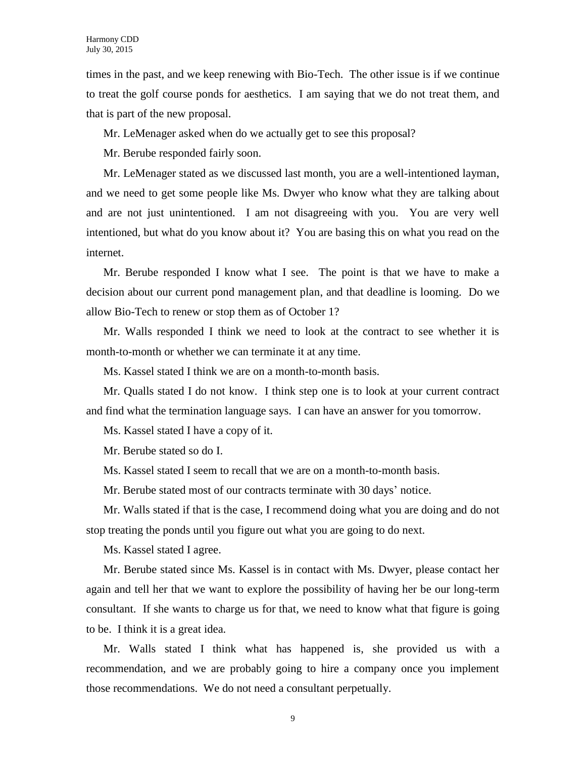times in the past, and we keep renewing with Bio-Tech. The other issue is if we continue to treat the golf course ponds for aesthetics. I am saying that we do not treat them, and that is part of the new proposal.

Mr. LeMenager asked when do we actually get to see this proposal?

Mr. Berube responded fairly soon.

Mr. LeMenager stated as we discussed last month, you are a well-intentioned layman, and we need to get some people like Ms. Dwyer who know what they are talking about and are not just unintentioned. I am not disagreeing with you. You are very well intentioned, but what do you know about it? You are basing this on what you read on the internet.

Mr. Berube responded I know what I see. The point is that we have to make a decision about our current pond management plan, and that deadline is looming. Do we allow Bio-Tech to renew or stop them as of October 1?

Mr. Walls responded I think we need to look at the contract to see whether it is month-to-month or whether we can terminate it at any time.

Ms. Kassel stated I think we are on a month-to-month basis.

Mr. Qualls stated I do not know. I think step one is to look at your current contract and find what the termination language says. I can have an answer for you tomorrow.

Ms. Kassel stated I have a copy of it.

Mr. Berube stated so do I.

Ms. Kassel stated I seem to recall that we are on a month-to-month basis.

Mr. Berube stated most of our contracts terminate with 30 days' notice.

Mr. Walls stated if that is the case, I recommend doing what you are doing and do not stop treating the ponds until you figure out what you are going to do next.

Ms. Kassel stated I agree.

Mr. Berube stated since Ms. Kassel is in contact with Ms. Dwyer, please contact her again and tell her that we want to explore the possibility of having her be our long-term consultant. If she wants to charge us for that, we need to know what that figure is going to be. I think it is a great idea.

Mr. Walls stated I think what has happened is, she provided us with a recommendation, and we are probably going to hire a company once you implement those recommendations. We do not need a consultant perpetually.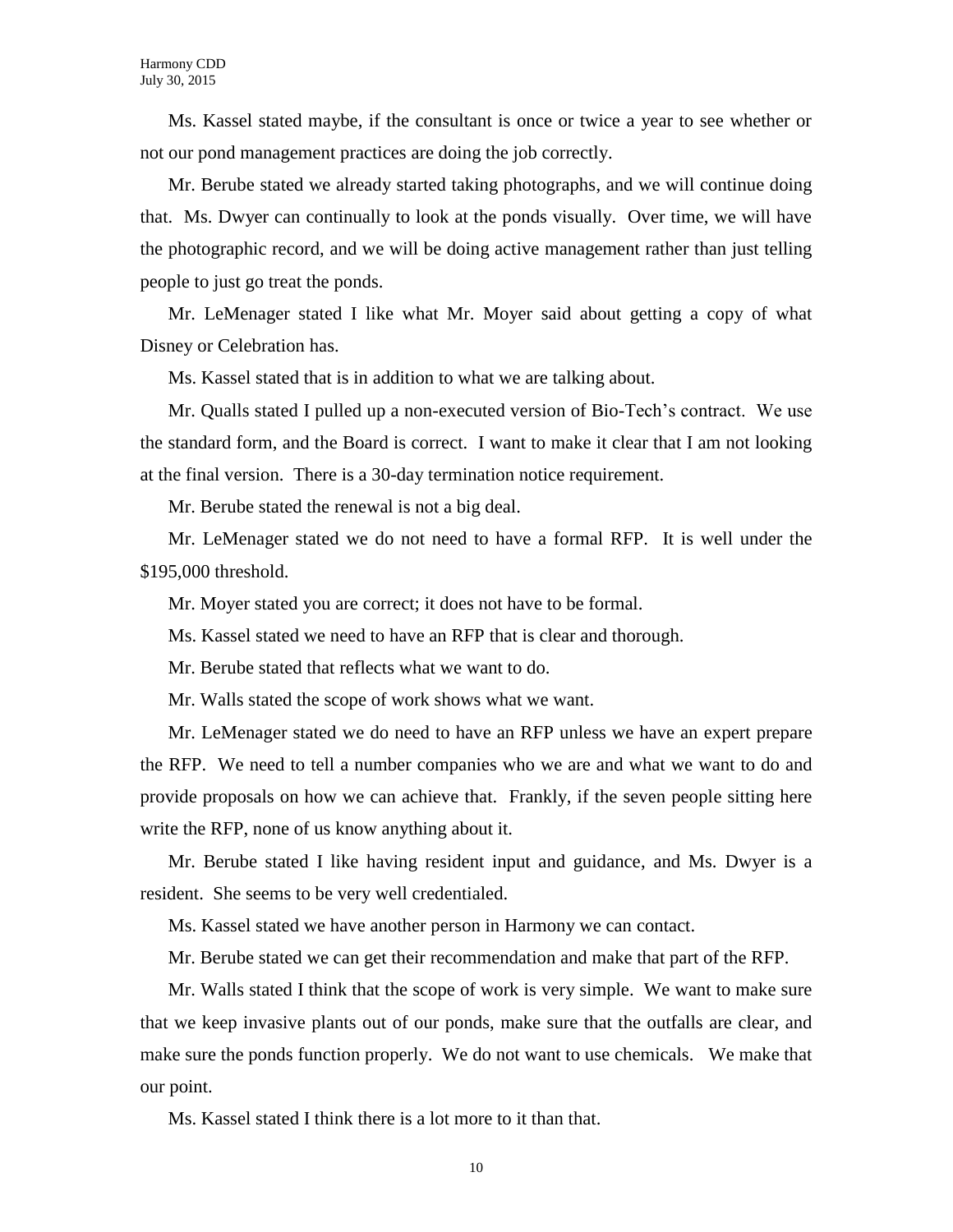Ms. Kassel stated maybe, if the consultant is once or twice a year to see whether or not our pond management practices are doing the job correctly.

Mr. Berube stated we already started taking photographs, and we will continue doing that. Ms. Dwyer can continually to look at the ponds visually. Over time, we will have the photographic record, and we will be doing active management rather than just telling people to just go treat the ponds.

Mr. LeMenager stated I like what Mr. Moyer said about getting a copy of what Disney or Celebration has.

Ms. Kassel stated that is in addition to what we are talking about.

Mr. Qualls stated I pulled up a non-executed version of Bio-Tech's contract. We use the standard form, and the Board is correct. I want to make it clear that I am not looking at the final version. There is a 30-day termination notice requirement.

Mr. Berube stated the renewal is not a big deal.

Mr. LeMenager stated we do not need to have a formal RFP. It is well under the $195,000 threshold.

Mr. Moyer stated you are correct; it does not have to be formal.

Ms. Kassel stated we need to have an RFP that is clear and thorough.

Mr. Berube stated that reflects what we want to do.

Mr. Walls stated the scope of work shows what we want.

Mr. LeMenager stated we do need to have an RFP unless we have an expert prepare the RFP. We need to tell a number companies who we are and what we want to do and provide proposals on how we can achieve that. Frankly, if the seven people sitting here write the RFP, none of us know anything about it.

Mr. Berube stated I like having resident input and guidance, and Ms. Dwyer is a resident. She seems to be very well credentialed.

Ms. Kassel stated we have another person in Harmony we can contact.

Mr. Berube stated we can get their recommendation and make that part of the RFP.

Mr. Walls stated I think that the scope of work is very simple. We want to make sure that we keep invasive plants out of our ponds, make sure that the outfalls are clear, and make sure the ponds function properly. We do not want to use chemicals. We make that our point.

Ms. Kassel stated I think there is a lot more to it than that.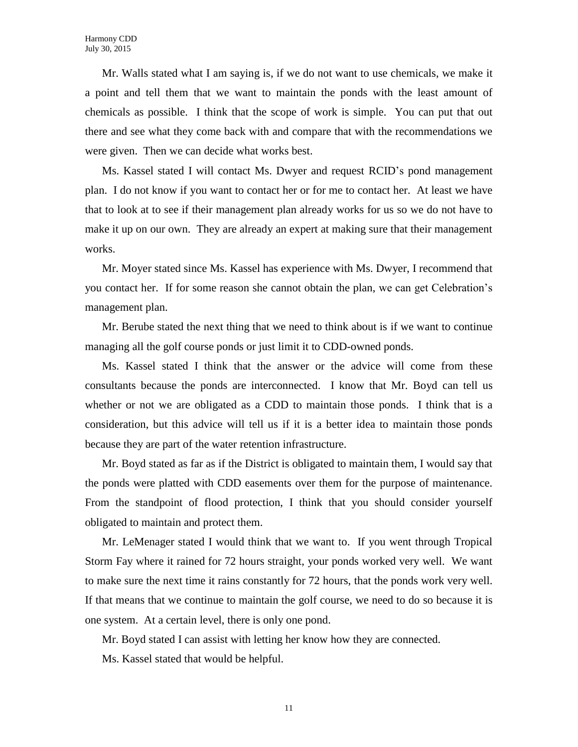Mr. Walls stated what I am saying is, if we do not want to use chemicals, we make it a point and tell them that we want to maintain the ponds with the least amount of chemicals as possible. I think that the scope of work is simple. You can put that out there and see what they come back with and compare that with the recommendations we were given. Then we can decide what works best.

Ms. Kassel stated I will contact Ms. Dwyer and request RCID's pond management plan. I do not know if you want to contact her or for me to contact her. At least we have that to look at to see if their management plan already works for us so we do not have to make it up on our own. They are already an expert at making sure that their management works.

Mr. Moyer stated since Ms. Kassel has experience with Ms. Dwyer, I recommend that you contact her. If for some reason she cannot obtain the plan, we can get Celebration's management plan.

Mr. Berube stated the next thing that we need to think about is if we want to continue managing all the golf course ponds or just limit it to CDD-owned ponds.

Ms. Kassel stated I think that the answer or the advice will come from these consultants because the ponds are interconnected. I know that Mr. Boyd can tell us whether or not we are obligated as a CDD to maintain those ponds. I think that is a consideration, but this advice will tell us if it is a better idea to maintain those ponds because they are part of the water retention infrastructure.

Mr. Boyd stated as far as if the District is obligated to maintain them, I would say that the ponds were platted with CDD easements over them for the purpose of maintenance. From the standpoint of flood protection, I think that you should consider yourself obligated to maintain and protect them.

Mr. LeMenager stated I would think that we want to. If you went through Tropical Storm Fay where it rained for 72 hours straight, your ponds worked very well. We want to make sure the next time it rains constantly for 72 hours, that the ponds work very well. If that means that we continue to maintain the golf course, we need to do so because it is one system. At a certain level, there is only one pond.

Mr. Boyd stated I can assist with letting her know how they are connected.

Ms. Kassel stated that would be helpful.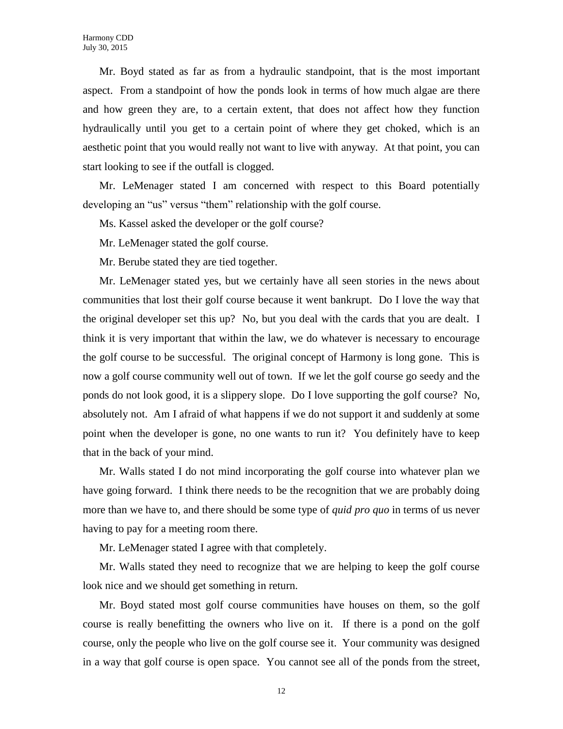Mr. Boyd stated as far as from a hydraulic standpoint, that is the most important aspect. From a standpoint of how the ponds look in terms of how much algae are there and how green they are, to a certain extent, that does not affect how they function hydraulically until you get to a certain point of where they get choked, which is an aesthetic point that you would really not want to live with anyway. At that point, you can start looking to see if the outfall is clogged.

Mr. LeMenager stated I am concerned with respect to this Board potentially developing an "us" versus "them" relationship with the golf course.

Ms. Kassel asked the developer or the golf course?

Mr. LeMenager stated the golf course.

Mr. Berube stated they are tied together.

Mr. LeMenager stated yes, but we certainly have all seen stories in the news about communities that lost their golf course because it went bankrupt. Do I love the way that the original developer set this up? No, but you deal with the cards that you are dealt. I think it is very important that within the law, we do whatever is necessary to encourage the golf course to be successful. The original concept of Harmony is long gone. This is now a golf course community well out of town. If we let the golf course go seedy and the ponds do not look good, it is a slippery slope. Do I love supporting the golf course? No, absolutely not. Am I afraid of what happens if we do not support it and suddenly at some point when the developer is gone, no one wants to run it? You definitely have to keep that in the back of your mind.

Mr. Walls stated I do not mind incorporating the golf course into whatever plan we have going forward. I think there needs to be the recognition that we are probably doing more than we have to, and there should be some type of *quid pro quo* in terms of us never having to pay for a meeting room there.

Mr. LeMenager stated I agree with that completely.

Mr. Walls stated they need to recognize that we are helping to keep the golf course look nice and we should get something in return.

Mr. Boyd stated most golf course communities have houses on them, so the golf course is really benefitting the owners who live on it. If there is a pond on the golf course, only the people who live on the golf course see it. Your community was designed in a way that golf course is open space. You cannot see all of the ponds from the street,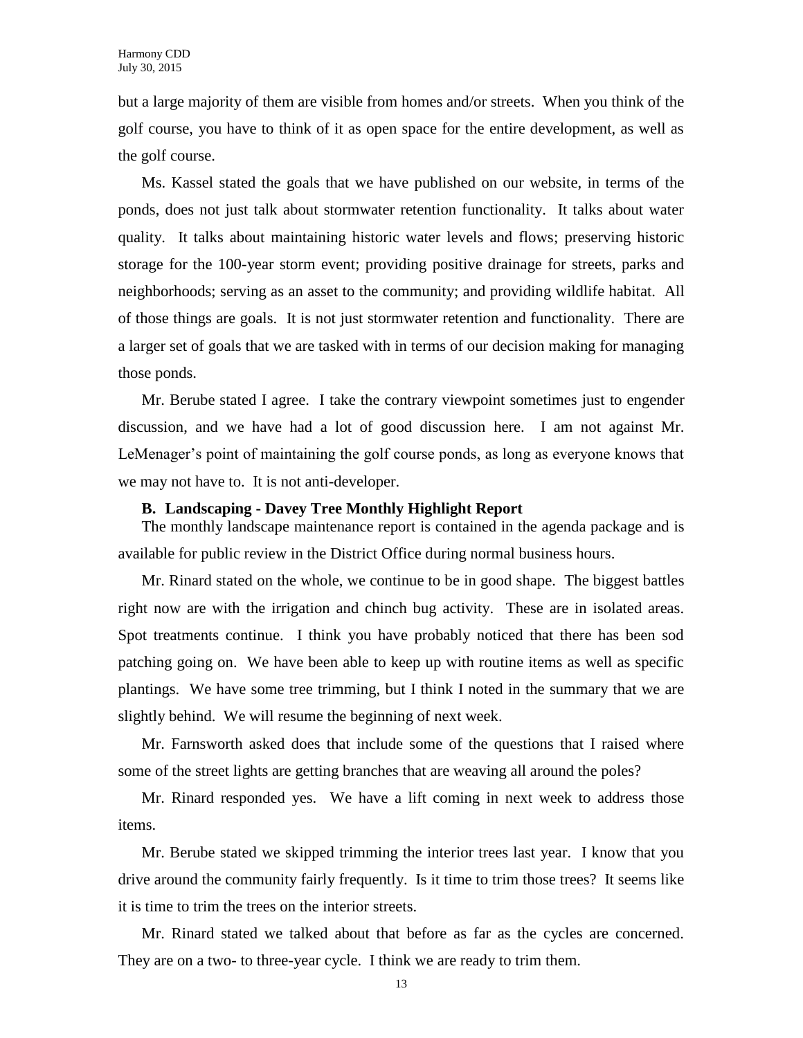but a large majority of them are visible from homes and/or streets. When you think of the golf course, you have to think of it as open space for the entire development, as well as the golf course.

Ms. Kassel stated the goals that we have published on our website, in terms of the ponds, does not just talk about stormwater retention functionality. It talks about water quality. It talks about maintaining historic water levels and flows; preserving historic storage for the 100-year storm event; providing positive drainage for streets, parks and neighborhoods; serving as an asset to the community; and providing wildlife habitat. All of those things are goals. It is not just stormwater retention and functionality. There are a larger set of goals that we are tasked with in terms of our decision making for managing those ponds.

Mr. Berube stated I agree. I take the contrary viewpoint sometimes just to engender discussion, and we have had a lot of good discussion here. I am not against Mr. LeMenager's point of maintaining the golf course ponds, as long as everyone knows that we may not have to. It is not anti-developer.

**B. Landscaping - Davey Tree Monthly Highlight Report**

The monthly landscape maintenance report is contained in the agenda package and is available for public review in the District Office during normal business hours.

Mr. Rinard stated on the whole, we continue to be in good shape. The biggest battles right now are with the irrigation and chinch bug activity. These are in isolated areas. Spot treatments continue. I think you have probably noticed that there has been sod patching going on. We have been able to keep up with routine items as well as specific plantings. We have some tree trimming, but I think I noted in the summary that we are slightly behind. We will resume the beginning of next week.

Mr. Farnsworth asked does that include some of the questions that I raised where some of the street lights are getting branches that are weaving all around the poles?

Mr. Rinard responded yes. We have a lift coming in next week to address those items.

Mr. Berube stated we skipped trimming the interior trees last year. I know that you drive around the community fairly frequently. Is it time to trim those trees? It seems like it is time to trim the trees on the interior streets.

Mr. Rinard stated we talked about that before as far as the cycles are concerned. They are on a two- to three-year cycle. I think we are ready to trim them.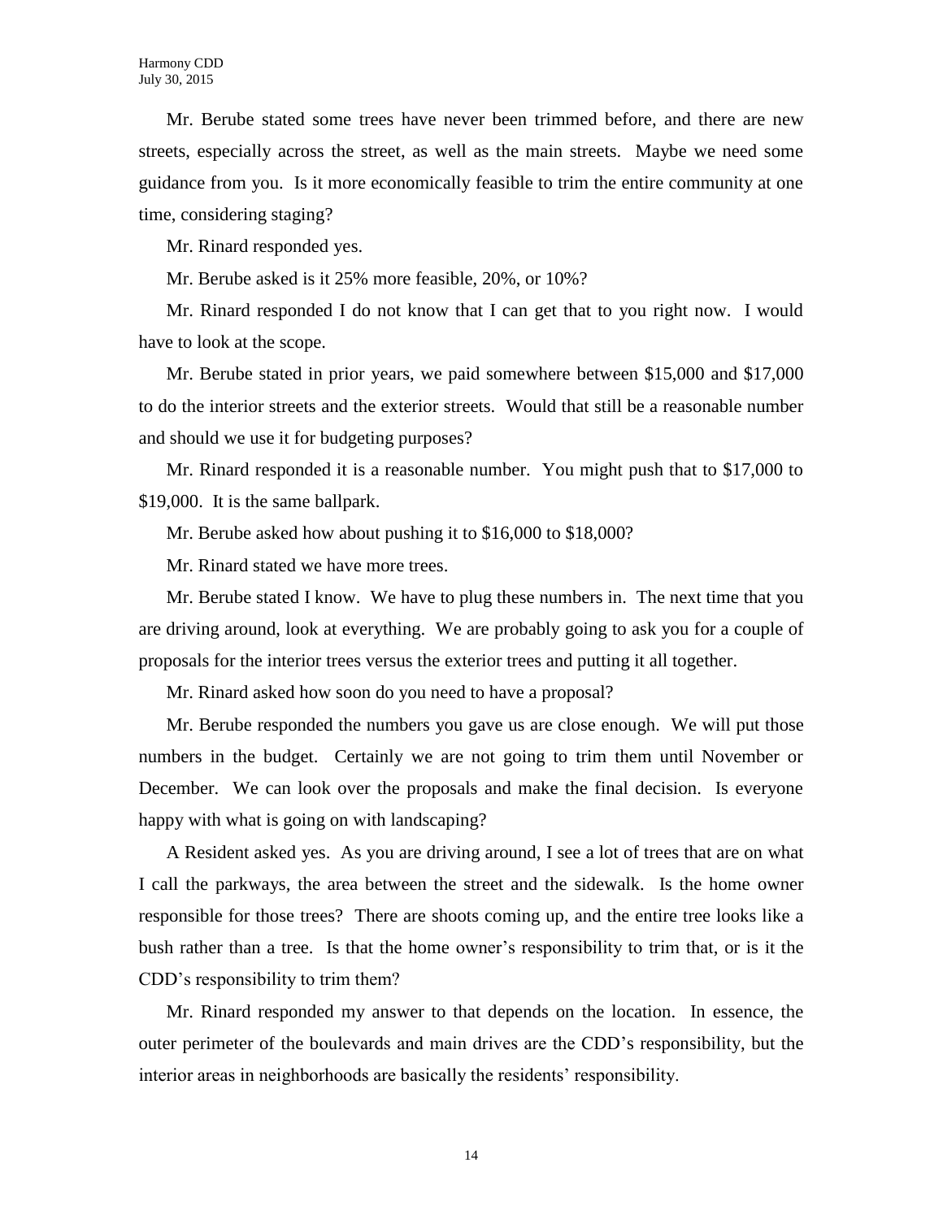Mr. Berube stated some trees have never been trimmed before, and there are new streets, especially across the street, as well as the main streets. Maybe we need some guidance from you. Is it more economically feasible to trim the entire community at one time, considering staging?

Mr. Rinard responded yes.

Mr. Berube asked is it 25% more feasible, 20%, or 10%?

Mr. Rinard responded I do not know that I can get that to you right now. I would have to look at the scope.

Mr. Berube stated in prior years, we paid somewhere between $15,000 and $17,000 to do the interior streets and the exterior streets. Would that still be a reasonable number and should we use it for budgeting purposes?

Mr. Rinard responded it is a reasonable number. You might push that to $17,000 to $19,000. It is the same ballpark.

Mr. Berube asked how about pushing it to $16,000 to $18,000?

Mr. Rinard stated we have more trees.

Mr. Berube stated I know. We have to plug these numbers in. The next time that you are driving around, look at everything. We are probably going to ask you for a couple of proposals for the interior trees versus the exterior trees and putting it all together.

Mr. Rinard asked how soon do you need to have a proposal?

Mr. Berube responded the numbers you gave us are close enough. We will put those numbers in the budget. Certainly we are not going to trim them until November or December. We can look over the proposals and make the final decision. Is everyone happy with what is going on with landscaping?

A Resident asked yes. As you are driving around, I see a lot of trees that are on what I call the parkways, the area between the street and the sidewalk. Is the home owner responsible for those trees? There are shoots coming up, and the entire tree looks like a bush rather than a tree. Is that the home owner's responsibility to trim that, or is it the CDD's responsibility to trim them?

Mr. Rinard responded my answer to that depends on the location. In essence, the outer perimeter of the boulevards and main drives are the CDD's responsibility, but the interior areas in neighborhoods are basically the residents' responsibility.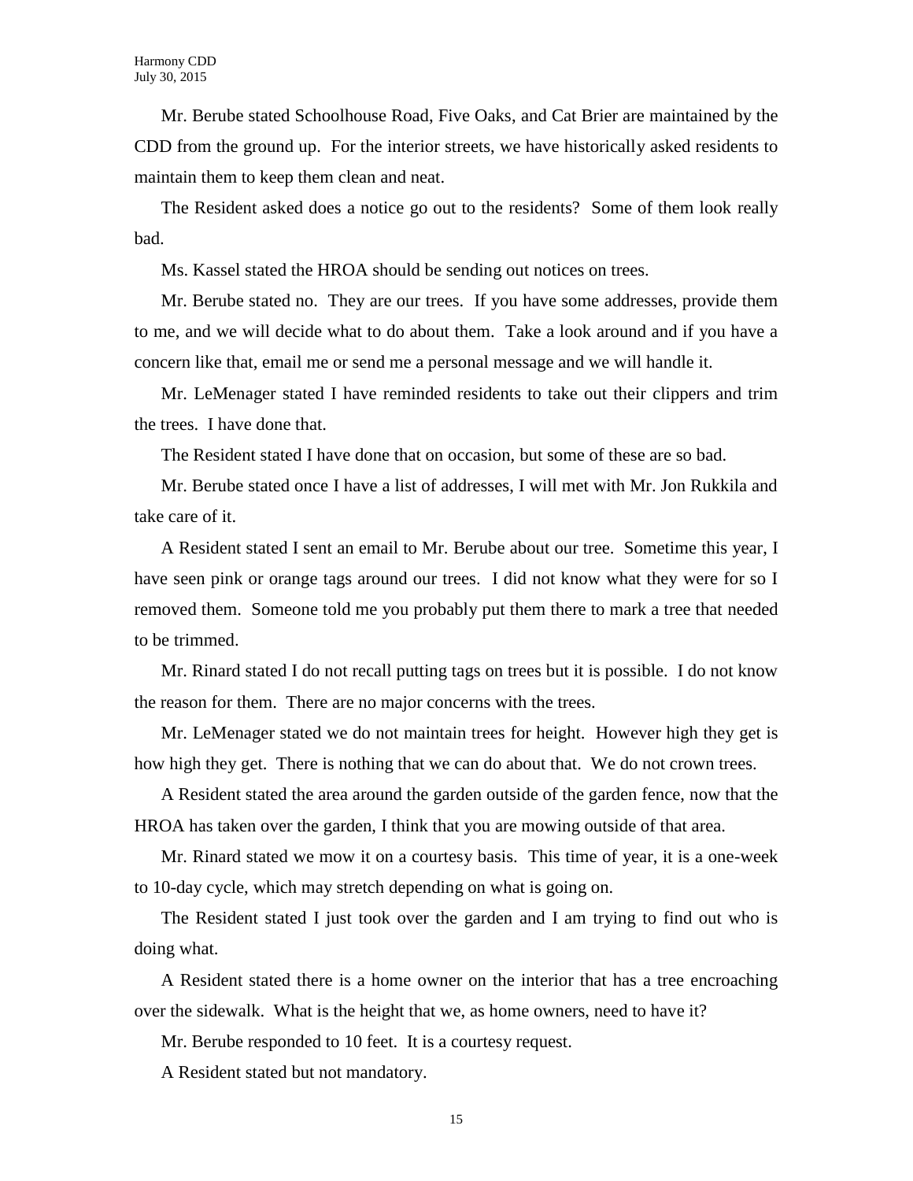Mr. Berube stated Schoolhouse Road, Five Oaks, and Cat Brier are maintained by the CDD from the ground up. For the interior streets, we have historically asked residents to maintain them to keep them clean and neat.

The Resident asked does a notice go out to the residents? Some of them look really bad.

Ms. Kassel stated the HROA should be sending out notices on trees.

Mr. Berube stated no. They are our trees. If you have some addresses, provide them to me, and we will decide what to do about them. Take a look around and if you have a concern like that, email me or send me a personal message and we will handle it.

Mr. LeMenager stated I have reminded residents to take out their clippers and trim the trees. I have done that.

The Resident stated I have done that on occasion, but some of these are so bad.

Mr. Berube stated once I have a list of addresses, I will met with Mr. Jon Rukkila and take care of it.

A Resident stated I sent an email to Mr. Berube about our tree. Sometime this year, I have seen pink or orange tags around our trees. I did not know what they were for so I removed them. Someone told me you probably put them there to mark a tree that needed to be trimmed.

Mr. Rinard stated I do not recall putting tags on trees but it is possible. I do not know the reason for them. There are no major concerns with the trees.

Mr. LeMenager stated we do not maintain trees for height. However high they get is how high they get. There is nothing that we can do about that. We do not crown trees.

A Resident stated the area around the garden outside of the garden fence, now that the HROA has taken over the garden, I think that you are mowing outside of that area.

Mr. Rinard stated we mow it on a courtesy basis. This time of year, it is a one-week to 10-day cycle, which may stretch depending on what is going on.

The Resident stated I just took over the garden and I am trying to find out who is doing what.

A Resident stated there is a home owner on the interior that has a tree encroaching over the sidewalk. What is the height that we, as home owners, need to have it?

Mr. Berube responded to 10 feet. It is a courtesy request.

A Resident stated but not mandatory.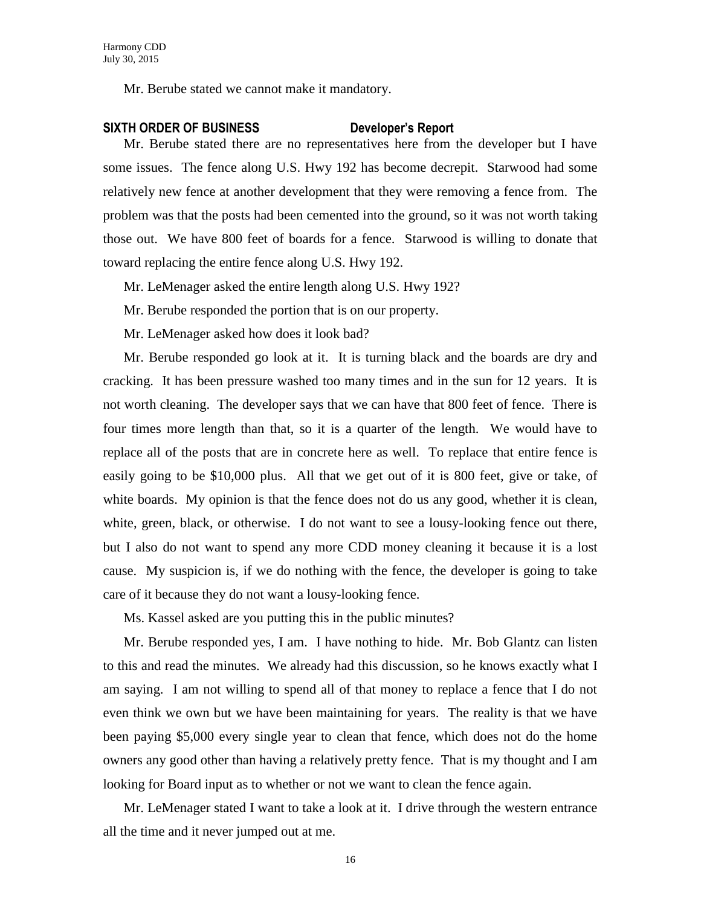Mr. Berube stated we cannot make it mandatory.

**SIXTH ORDER OF BUSINESS Developer's Report**

Mr. Berube stated there are no representatives here from the developer but I have some issues. The fence along U.S. Hwy 192 has become decrepit. Starwood had some relatively new fence at another development that they were removing a fence from. The problem was that the posts had been cemented into the ground, so it was not worth taking those out. We have 800 feet of boards for a fence. Starwood is willing to donate that toward replacing the entire fence along U.S. Hwy 192.

Mr. LeMenager asked the entire length along U.S. Hwy 192?

Mr. Berube responded the portion that is on our property.

Mr. LeMenager asked how does it look bad?

Mr. Berube responded go look at it. It is turning black and the boards are dry and cracking. It has been pressure washed too many times and in the sun for 12 years. It is not worth cleaning. The developer says that we can have that 800 feet of fence. There is four times more length than that, so it is a quarter of the length. We would have to replace all of the posts that are in concrete here as well. To replace that entire fence is easily going to be $10,000 plus. All that we get out of it is 800 feet, give or take, of white boards. My opinion is that the fence does not do us any good, whether it is clean, white, green, black, or otherwise. I do not want to see a lousy-looking fence out there, but I also do not want to spend any more CDD money cleaning it because it is a lost cause. My suspicion is, if we do nothing with the fence, the developer is going to take care of it because they do not want a lousy-looking fence.

Ms. Kassel asked are you putting this in the public minutes?

Mr. Berube responded yes, I am. I have nothing to hide. Mr. Bob Glantz can listen to this and read the minutes. We already had this discussion, so he knows exactly what I am saying. I am not willing to spend all of that money to replace a fence that I do not even think we own but we have been maintaining for years. The reality is that we have been paying $5,000 every single year to clean that fence, which does not do the home owners any good other than having a relatively pretty fence. That is my thought and I am looking for Board input as to whether or not we want to clean the fence again.

Mr. LeMenager stated I want to take a look at it. I drive through the western entrance all the time and it never jumped out at me.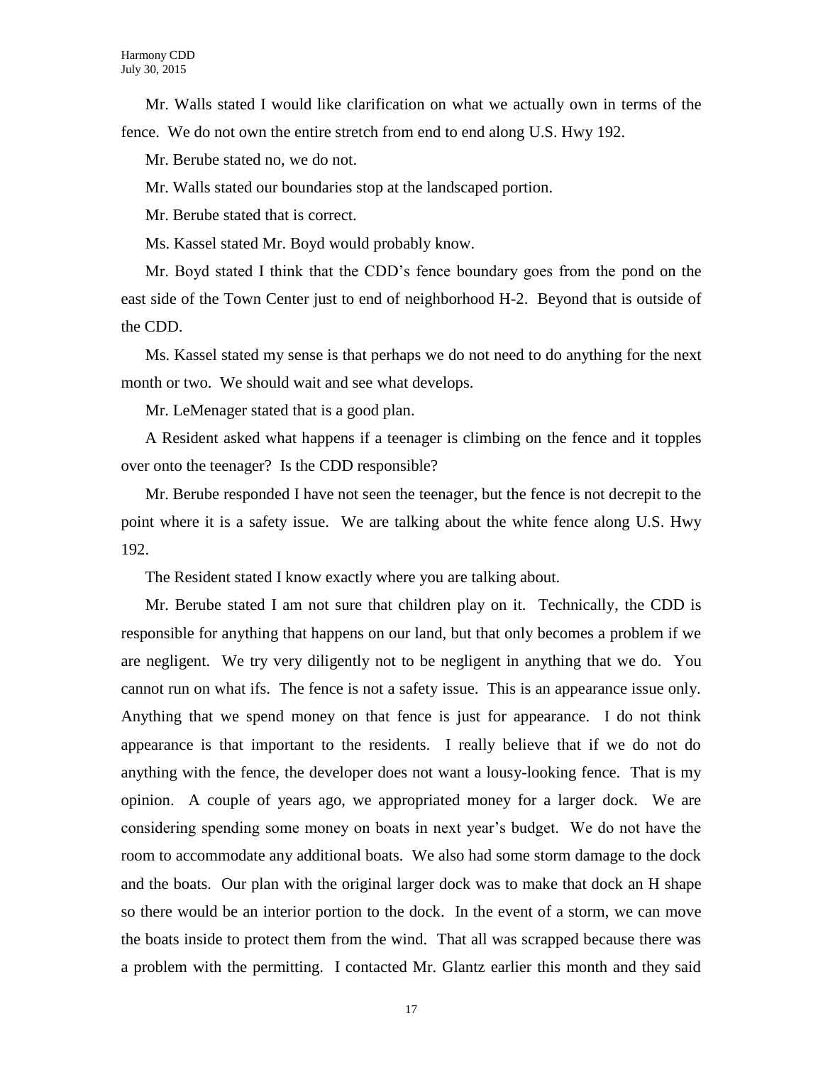Mr. Walls stated I would like clarification on what we actually own in terms of the fence. We do not own the entire stretch from end to end along U.S. Hwy 192.

Mr. Berube stated no, we do not.

Mr. Walls stated our boundaries stop at the landscaped portion.

Mr. Berube stated that is correct.

Ms. Kassel stated Mr. Boyd would probably know.

Mr. Boyd stated I think that the CDD's fence boundary goes from the pond on the east side of the Town Center just to end of neighborhood H-2. Beyond that is outside of the CDD.

Ms. Kassel stated my sense is that perhaps we do not need to do anything for the next month or two. We should wait and see what develops.

Mr. LeMenager stated that is a good plan.

A Resident asked what happens if a teenager is climbing on the fence and it topples over onto the teenager? Is the CDD responsible?

Mr. Berube responded I have not seen the teenager, but the fence is not decrepit to the point where it is a safety issue. We are talking about the white fence along U.S. Hwy 192.

The Resident stated I know exactly where you are talking about.

Mr. Berube stated I am not sure that children play on it. Technically, the CDD is responsible for anything that happens on our land, but that only becomes a problem if we are negligent. We try very diligently not to be negligent in anything that we do. You cannot run on what ifs. The fence is not a safety issue. This is an appearance issue only. Anything that we spend money on that fence is just for appearance. I do not think appearance is that important to the residents. I really believe that if we do not do anything with the fence, the developer does not want a lousy-looking fence. That is my opinion. A couple of years ago, we appropriated money for a larger dock. We are considering spending some money on boats in next year's budget. We do not have the room to accommodate any additional boats. We also had some storm damage to the dock and the boats. Our plan with the original larger dock was to make that dock an H shape so there would be an interior portion to the dock. In the event of a storm, we can move the boats inside to protect them from the wind. That all was scrapped because there was a problem with the permitting. I contacted Mr. Glantz earlier this month and they said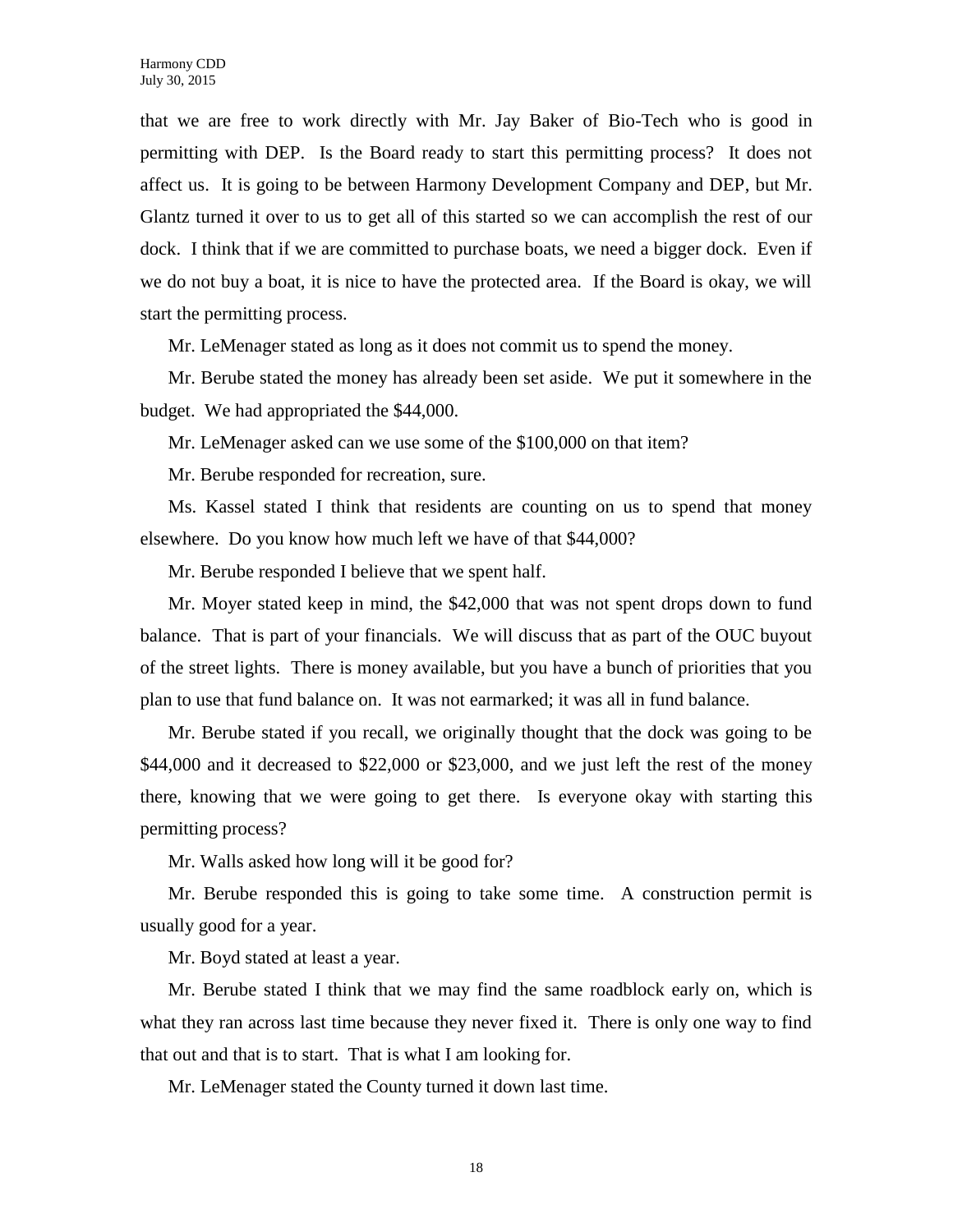that we are free to work directly with Mr. Jay Baker of Bio-Tech who is good in permitting with DEP. Is the Board ready to start this permitting process? It does not affect us. It is going to be between Harmony Development Company and DEP, but Mr. Glantz turned it over to us to get all of this started so we can accomplish the rest of our dock. I think that if we are committed to purchase boats, we need a bigger dock. Even if we do not buy a boat, it is nice to have the protected area. If the Board is okay, we will start the permitting process.

Mr. LeMenager stated as long as it does not commit us to spend the money.

Mr. Berube stated the money has already been set aside. We put it somewhere in the budget. We had appropriated the $44,000.

Mr. LeMenager asked can we use some of the $100,000 on that item?

Mr. Berube responded for recreation, sure.

Ms. Kassel stated I think that residents are counting on us to spend that money elsewhere. Do you know how much left we have of that $44,000?

Mr. Berube responded I believe that we spent half.

Mr. Moyer stated keep in mind, the $42,000 that was not spent drops down to fund balance. That is part of your financials. We will discuss that as part of the OUC buyout of the street lights. There is money available, but you have a bunch of priorities that you plan to use that fund balance on. It was not earmarked; it was all in fund balance.

Mr. Berube stated if you recall, we originally thought that the dock was going to be $44,000 and it decreased to $22,000 or $23,000, and we just left the rest of the money there, knowing that we were going to get there. Is everyone okay with starting this permitting process?

Mr. Walls asked how long will it be good for?

Mr. Berube responded this is going to take some time. A construction permit is usually good for a year.

Mr. Boyd stated at least a year.

Mr. Berube stated I think that we may find the same roadblock early on, which is what they ran across last time because they never fixed it. There is only one way to find that out and that is to start. That is what I am looking for.

Mr. LeMenager stated the County turned it down last time.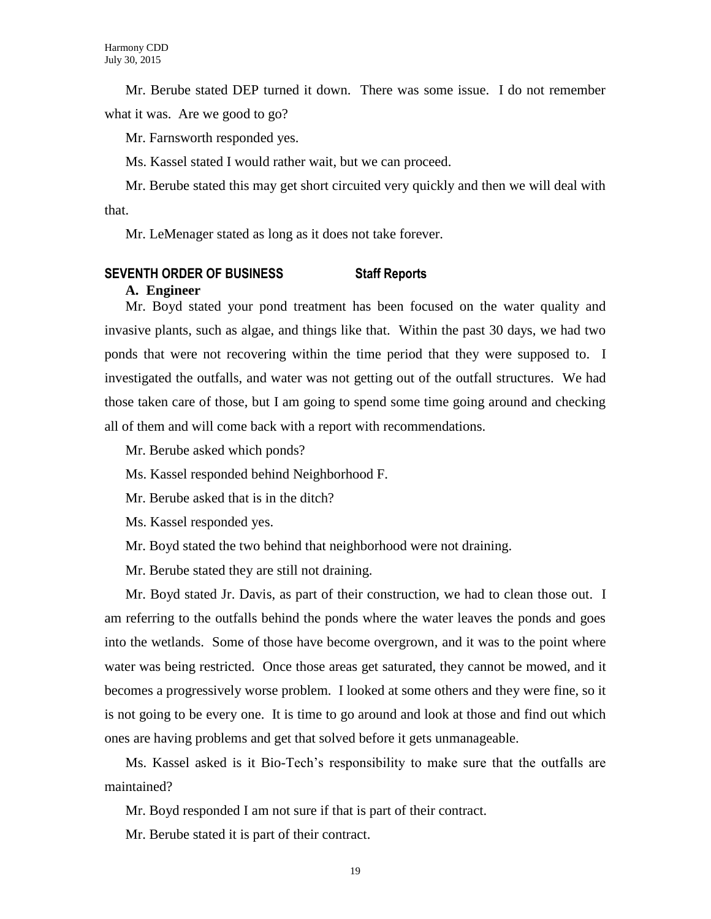Mr. Berube stated DEP turned it down. There was some issue. I do not remember what it was. Are we good to go?

Mr. Farnsworth responded yes.

Ms. Kassel stated I would rather wait, but we can proceed.

Mr. Berube stated this may get short circuited very quickly and then we will deal with that.

Mr. LeMenager stated as long as it does not take forever.

## SEVENTH ORDER OF BUSINESS Staff Reports

### A. Engineer

Mr. Boyd stated your pond treatment has been focused on the water quality and invasive plants, such as algae, and things like that. Within the past 30 days, we had two ponds that were not recovering within the time period that they were supposed to. I investigated the outfalls, and water was not getting out of the outfall structures. We had those taken care of those, but I am going to spend some time going around and checking all of them and will come back with a report with recommendations.

Mr. Berube asked which ponds?

Ms. Kassel responded behind Neighborhood F.

Mr. Berube asked that is in the ditch?

Ms. Kassel responded yes.

Mr. Boyd stated the two behind that neighborhood were not draining.

Mr. Berube stated they are still not draining.

Mr. Boyd stated Jr. Davis, as part of their construction, we had to clean those out. I am referring to the outfalls behind the ponds where the water leaves the ponds and goes into the wetlands. Some of those have become overgrown, and it was to the point where water was being restricted. Once those areas get saturated, they cannot be mowed, and it becomes a progressively worse problem. I looked at some others and they were fine, so it is not going to be every one. It is time to go around and look at those and find out which ones are having problems and get that solved before it gets unmanageable.

Ms. Kassel asked is it Bio-Tech's responsibility to make sure that the outfalls are maintained?

Mr. Boyd responded I am not sure if that is part of their contract.

Mr. Berube stated it is part of their contract.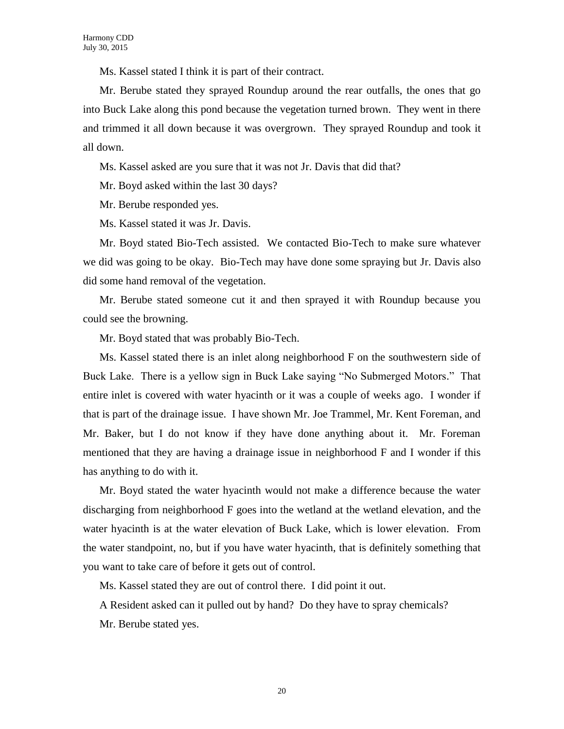Ms. Kassel stated I think it is part of their contract.

Mr. Berube stated they sprayed Roundup around the rear outfalls, the ones that go into Buck Lake along this pond because the vegetation turned brown. They went in there and trimmed it all down because it was overgrown. They sprayed Roundup and took it all down.

Ms. Kassel asked are you sure that it was not Jr. Davis that did that?

Mr. Boyd asked within the last 30 days?

Mr. Berube responded yes.

Ms. Kassel stated it was Jr. Davis.

Mr. Boyd stated Bio-Tech assisted. We contacted Bio-Tech to make sure whatever we did was going to be okay. Bio-Tech may have done some spraying but Jr. Davis also did some hand removal of the vegetation.

Mr. Berube stated someone cut it and then sprayed it with Roundup because you could see the browning.

Mr. Boyd stated that was probably Bio-Tech.

Ms. Kassel stated there is an inlet along neighborhood F on the southwestern side of Buck Lake. There is a yellow sign in Buck Lake saying "No Submerged Motors." That entire inlet is covered with water hyacinth or it was a couple of weeks ago. I wonder if that is part of the drainage issue. I have shown Mr. Joe Trammel, Mr. Kent Foreman, and Mr. Baker, but I do not know if they have done anything about it. Mr. Foreman mentioned that they are having a drainage issue in neighborhood F and I wonder if this has anything to do with it.

Mr. Boyd stated the water hyacinth would not make a difference because the water discharging from neighborhood F goes into the wetland at the wetland elevation, and the water hyacinth is at the water elevation of Buck Lake, which is lower elevation. From the water standpoint, no, but if you have water hyacinth, that is definitely something that you want to take care of before it gets out of control.

Ms. Kassel stated they are out of control there. I did point it out.

A Resident asked can it pulled out by hand? Do they have to spray chemicals?

Mr. Berube stated yes.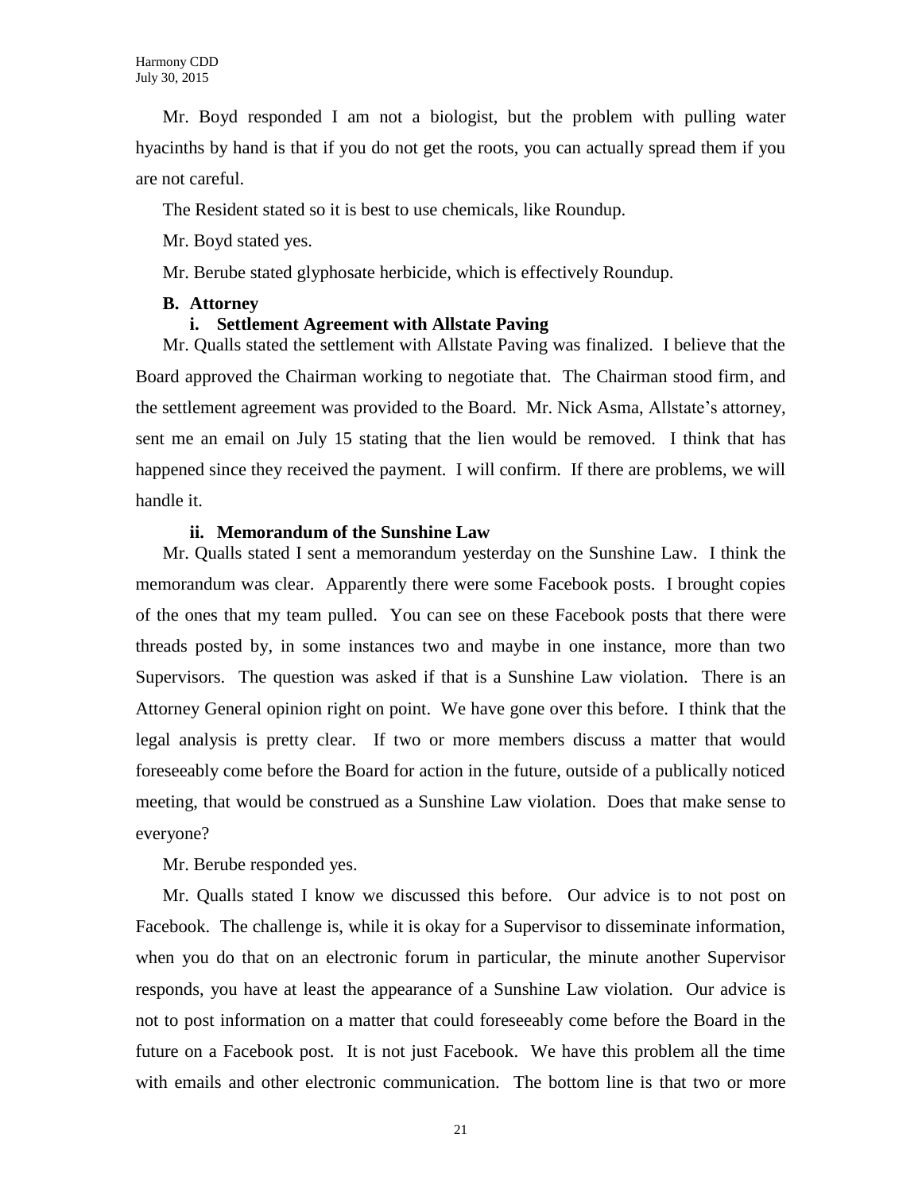Mr. Boyd responded I am not a biologist, but the problem with pulling water hyacinths by hand is that if you do not get the roots, you can actually spread them if you are not careful.

The Resident stated so it is best to use chemicals, like Roundup.

Mr. Boyd stated yes.

Mr. Berube stated glyphosate herbicide, which is effectively Roundup.

**B. Attorney**

**i. Settlement Agreement with Allstate Paving**

Mr. Qualls stated the settlement with Allstate Paving was finalized. I believe that the Board approved the Chairman working to negotiate that. The Chairman stood firm, and the settlement agreement was provided to the Board. Mr. Nick Asma, Allstate's attorney, sent me an email on July 15 stating that the lien would be removed. I think that has happened since they received the payment. I will confirm. If there are problems, we will handle it.

**ii. Memorandum of the Sunshine Law**

Mr. Qualls stated I sent a memorandum yesterday on the Sunshine Law. I think the memorandum was clear. Apparently there were some Facebook posts. I brought copies of the ones that my team pulled. You can see on these Facebook posts that there were threads posted by, in some instances two and maybe in one instance, more than two Supervisors. The question was asked if that is a Sunshine Law violation. There is an Attorney General opinion right on point. We have gone over this before. I think that the legal analysis is pretty clear. If two or more members discuss a matter that would foreseeably come before the Board for action in the future, outside of a publically noticed meeting, that would be construed as a Sunshine Law violation. Does that make sense to everyone?

Mr. Berube responded yes.

Mr. Qualls stated I know we discussed this before. Our advice is to not post on Facebook. The challenge is, while it is okay for a Supervisor to disseminate information, when you do that on an electronic forum in particular, the minute another Supervisor responds, you have at least the appearance of a Sunshine Law violation. Our advice is not to post information on a matter that could foreseeably come before the Board in the future on a Facebook post. It is not just Facebook. We have this problem all the time with emails and other electronic communication. The bottom line is that two or more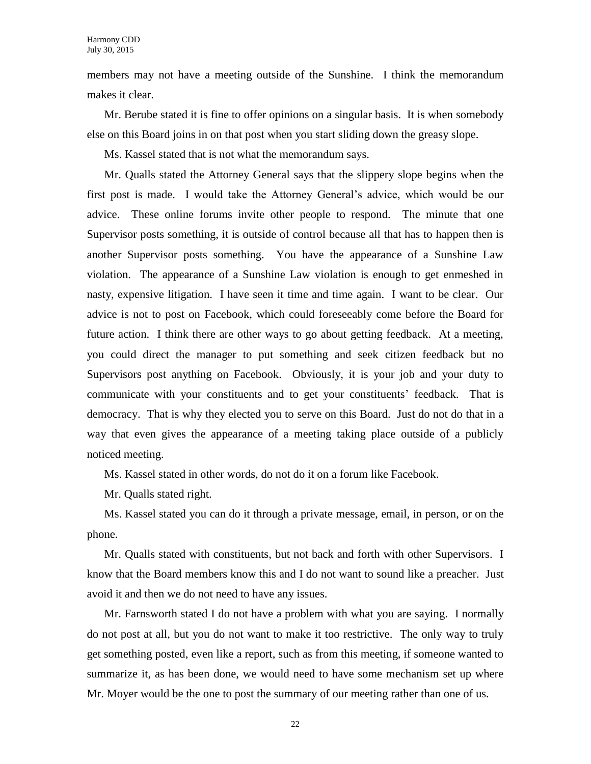members may not have a meeting outside of the Sunshine. I think the memorandum makes it clear.

Mr. Berube stated it is fine to offer opinions on a singular basis. It is when somebody else on this Board joins in on that post when you start sliding down the greasy slope.

Ms. Kassel stated that is not what the memorandum says.

Mr. Qualls stated the Attorney General says that the slippery slope begins when the first post is made. I would take the Attorney General's advice, which would be our advice. These online forums invite other people to respond. The minute that one Supervisor posts something, it is outside of control because all that has to happen then is another Supervisor posts something. You have the appearance of a Sunshine Law violation. The appearance of a Sunshine Law violation is enough to get enmeshed in nasty, expensive litigation. I have seen it time and time again. I want to be clear. Our advice is not to post on Facebook, which could foreseeably come before the Board for future action. I think there are other ways to go about getting feedback. At a meeting, you could direct the manager to put something and seek citizen feedback but no Supervisors post anything on Facebook. Obviously, it is your job and your duty to communicate with your constituents and to get your constituents' feedback. That is democracy. That is why they elected you to serve on this Board. Just do not do that in a way that even gives the appearance of a meeting taking place outside of a publicly noticed meeting.

Ms. Kassel stated in other words, do not do it on a forum like Facebook.

Mr. Qualls stated right.

Ms. Kassel stated you can do it through a private message, email, in person, or on the phone.

Mr. Qualls stated with constituents, but not back and forth with other Supervisors. I know that the Board members know this and I do not want to sound like a preacher. Just avoid it and then we do not need to have any issues.

Mr. Farnsworth stated I do not have a problem with what you are saying. I normally do not post at all, but you do not want to make it too restrictive. The only way to truly get something posted, even like a report, such as from this meeting, if someone wanted to summarize it, as has been done, we would need to have some mechanism set up where Mr. Moyer would be the one to post the summary of our meeting rather than one of us.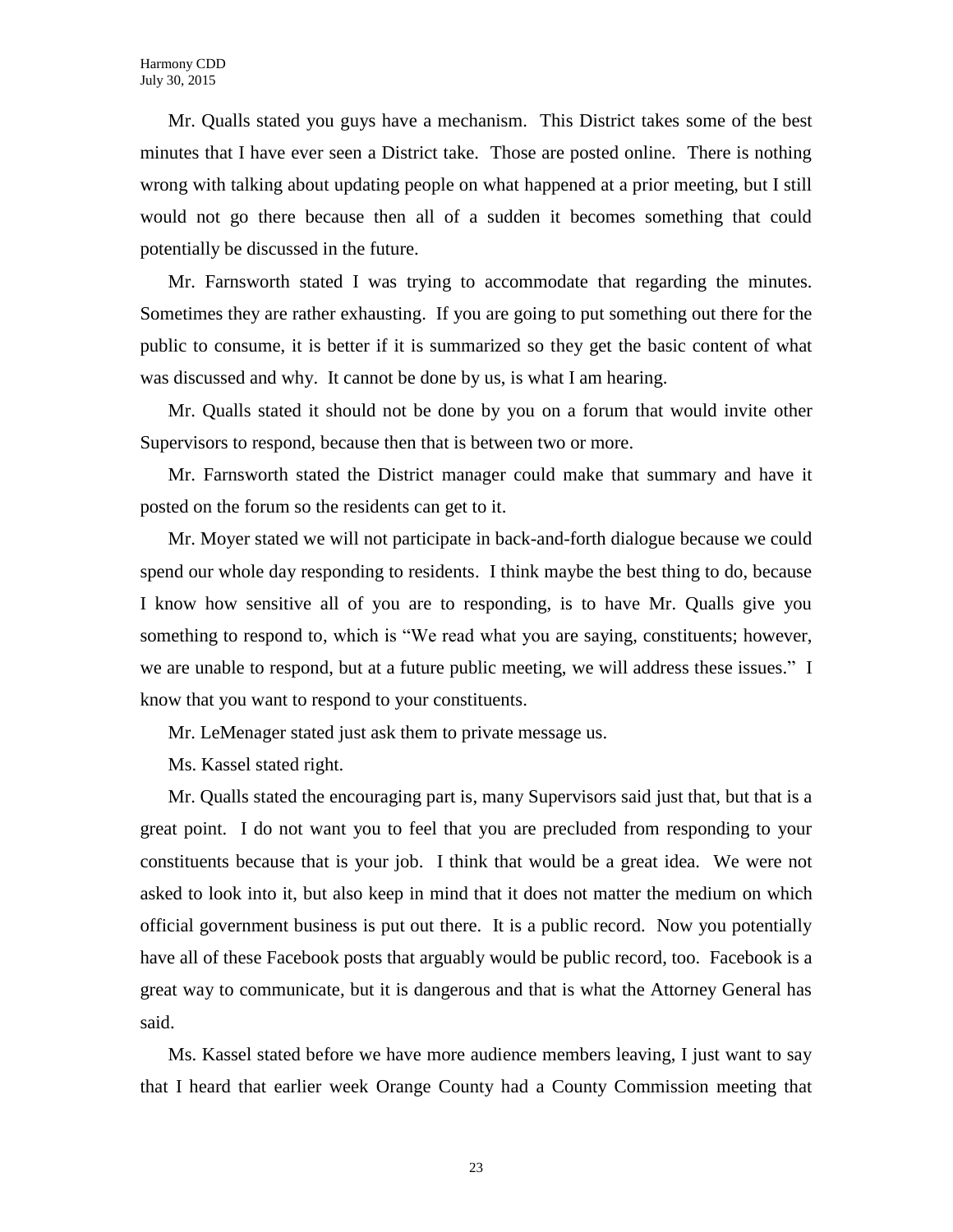Mr. Qualls stated you guys have a mechanism. This District takes some of the best minutes that I have ever seen a District take. Those are posted online. There is nothing wrong with talking about updating people on what happened at a prior meeting, but I still would not go there because then all of a sudden it becomes something that could potentially be discussed in the future.

Mr. Farnsworth stated I was trying to accommodate that regarding the minutes. Sometimes they are rather exhausting. If you are going to put something out there for the public to consume, it is better if it is summarized so they get the basic content of what was discussed and why. It cannot be done by us, is what I am hearing.

Mr. Qualls stated it should not be done by you on a forum that would invite other Supervisors to respond, because then that is between two or more.

Mr. Farnsworth stated the District manager could make that summary and have it posted on the forum so the residents can get to it.

Mr. Moyer stated we will not participate in back-and-forth dialogue because we could spend our whole day responding to residents. I think maybe the best thing to do, because I know how sensitive all of you are to responding, is to have Mr. Qualls give you something to respond to, which is "We read what you are saying, constituents; however, we are unable to respond, but at a future public meeting, we will address these issues." I know that you want to respond to your constituents.

Mr. LeMenager stated just ask them to private message us.

Ms. Kassel stated right.

Mr. Qualls stated the encouraging part is, many Supervisors said just that, but that is a great point. I do not want you to feel that you are precluded from responding to your constituents because that is your job. I think that would be a great idea. We were not asked to look into it, but also keep in mind that it does not matter the medium on which official government business is put out there. It is a public record. Now you potentially have all of these Facebook posts that arguably would be public record, too. Facebook is a great way to communicate, but it is dangerous and that is what the Attorney General has said.

Ms. Kassel stated before we have more audience members leaving, I just want to say that I heard that earlier week Orange County had a County Commission meeting that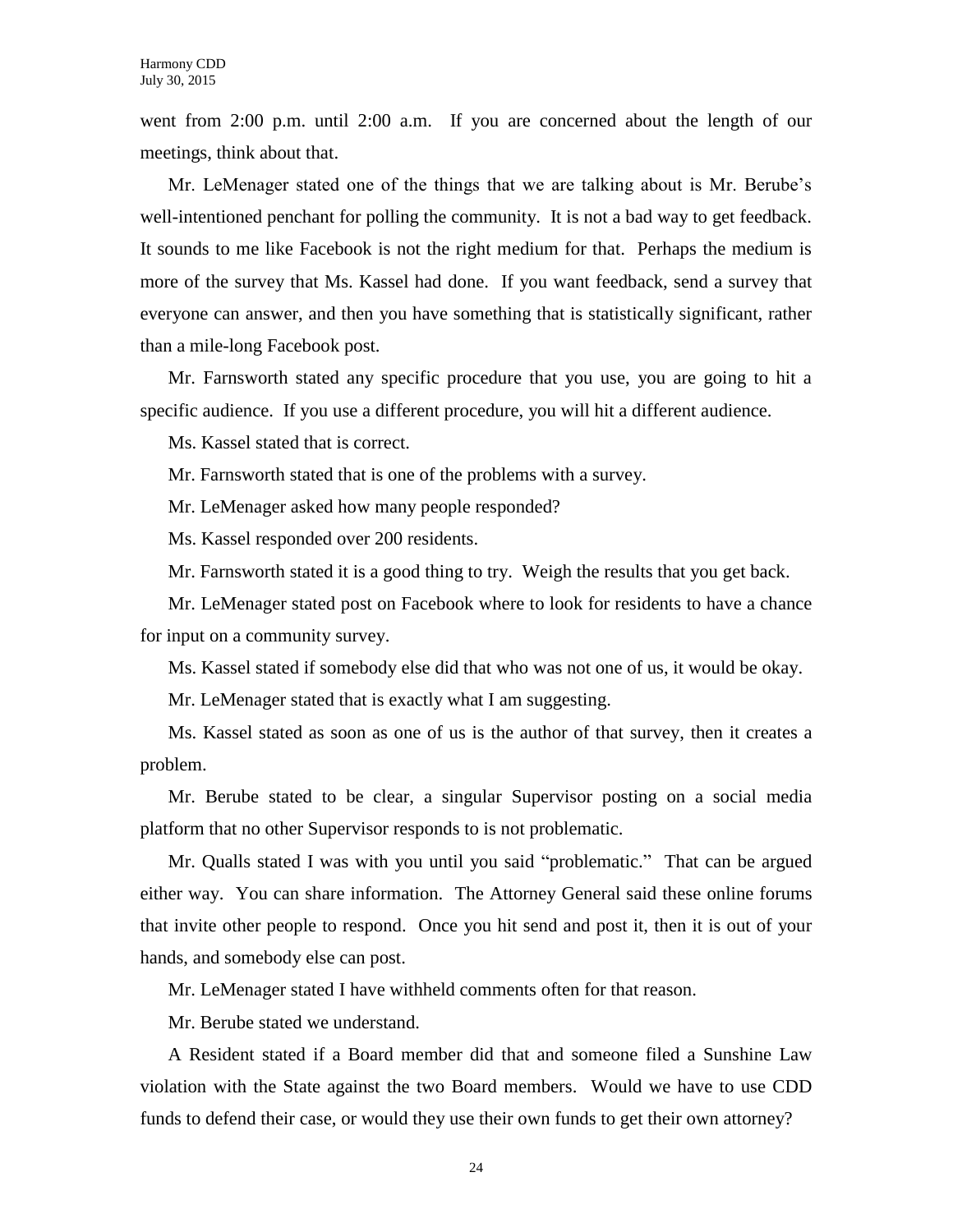went from 2:00 p.m. until 2:00 a.m. If you are concerned about the length of our meetings, think about that.

Mr. LeMenager stated one of the things that we are talking about is Mr. Berube's well-intentioned penchant for polling the community. It is not a bad way to get feedback. It sounds to me like Facebook is not the right medium for that. Perhaps the medium is more of the survey that Ms. Kassel had done. If you want feedback, send a survey that everyone can answer, and then you have something that is statistically significant, rather than a mile-long Facebook post.

Mr. Farnsworth stated any specific procedure that you use, you are going to hit a specific audience. If you use a different procedure, you will hit a different audience.

Ms. Kassel stated that is correct.

Mr. Farnsworth stated that is one of the problems with a survey.

Mr. LeMenager asked how many people responded?

Ms. Kassel responded over 200 residents.

Mr. Farnsworth stated it is a good thing to try. Weigh the results that you get back.

Mr. LeMenager stated post on Facebook where to look for residents to have a chance for input on a community survey.

Ms. Kassel stated if somebody else did that who was not one of us, it would be okay.

Mr. LeMenager stated that is exactly what I am suggesting.

Ms. Kassel stated as soon as one of us is the author of that survey, then it creates a problem.

Mr. Berube stated to be clear, a singular Supervisor posting on a social media platform that no other Supervisor responds to is not problematic.

Mr. Qualls stated I was with you until you said "problematic." That can be argued either way. You can share information. The Attorney General said these online forums that invite other people to respond. Once you hit send and post it, then it is out of your hands, and somebody else can post.

Mr. LeMenager stated I have withheld comments often for that reason.

Mr. Berube stated we understand.

A Resident stated if a Board member did that and someone filed a Sunshine Law violation with the State against the two Board members. Would we have to use CDD funds to defend their case, or would they use their own funds to get their own attorney?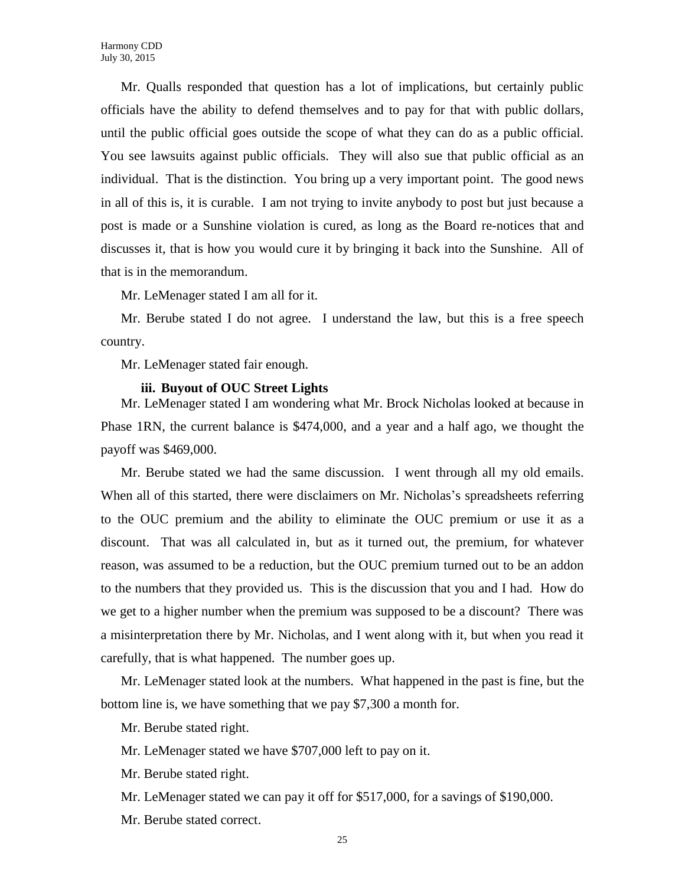Mr. Qualls responded that question has a lot of implications, but certainly public officials have the ability to defend themselves and to pay for that with public dollars, until the public official goes outside the scope of what they can do as a public official. You see lawsuits against public officials. They will also sue that public official as an individual. That is the distinction. You bring up a very important point. The good news in all of this is, it is curable. I am not trying to invite anybody to post but just because a post is made or a Sunshine violation is cured, as long as the Board re-notices that and discusses it, that is how you would cure it by bringing it back into the Sunshine. All of that is in the memorandum.

Mr. LeMenager stated I am all for it.

Mr. Berube stated I do not agree. I understand the law, but this is a free speech country.

Mr. LeMenager stated fair enough.

**iii. Buyout of OUC Street Lights**

Mr. LeMenager stated I am wondering what Mr. Brock Nicholas looked at because in Phase 1RN, the current balance is $474,000, and a year and a half ago, we thought the payoff was $469,000.

Mr. Berube stated we had the same discussion. I went through all my old emails. When all of this started, there were disclaimers on Mr. Nicholas's spreadsheets referring to the OUC premium and the ability to eliminate the OUC premium or use it as a discount. That was all calculated in, but as it turned out, the premium, for whatever reason, was assumed to be a reduction, but the OUC premium turned out to be an addon to the numbers that they provided us. This is the discussion that you and I had. How do we get to a higher number when the premium was supposed to be a discount? There was a misinterpretation there by Mr. Nicholas, and I went along with it, but when you read it carefully, that is what happened. The number goes up.

Mr. LeMenager stated look at the numbers. What happened in the past is fine, but the bottom line is, we have something that we pay $7,300 a month for.

Mr. Berube stated right.

Mr. LeMenager stated we have $707,000 left to pay on it.

Mr. Berube stated right.

Mr. LeMenager stated we can pay it off for $517,000, for a savings of $190,000.

Mr. Berube stated correct.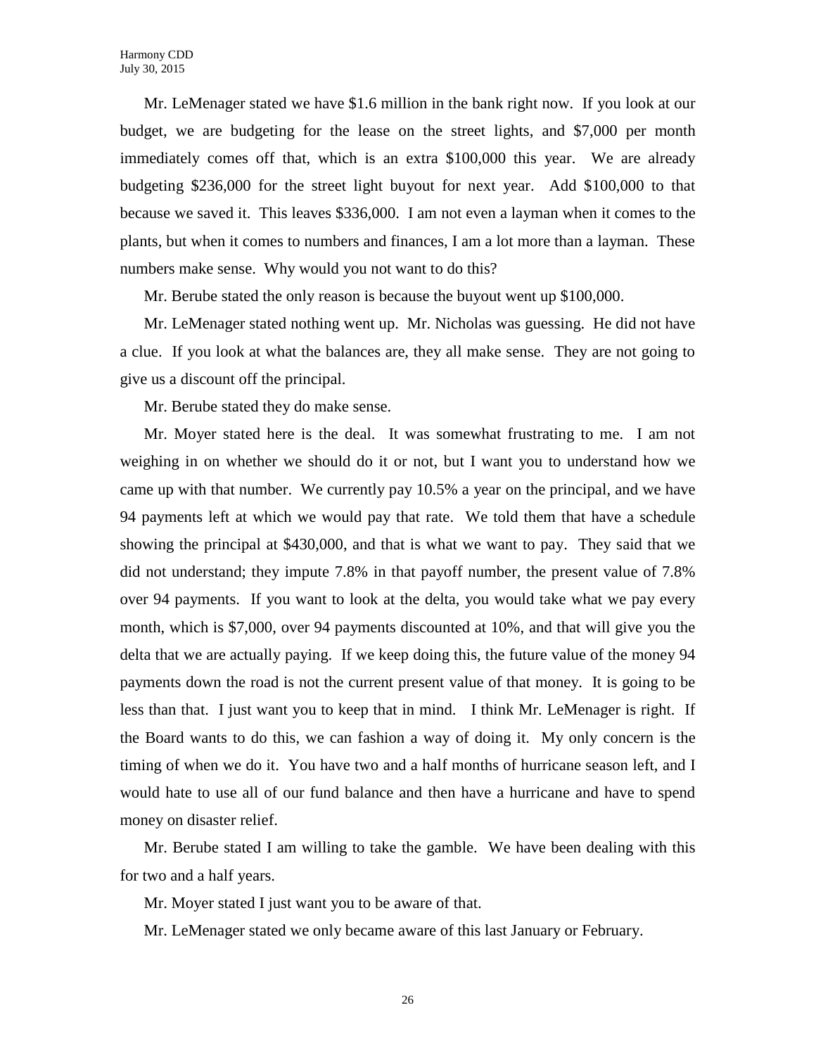Mr. LeMenager stated we have $1.6 million in the bank right now. If you look at our budget, we are budgeting for the lease on the street lights, and $7,000 per month immediately comes off that, which is an extra $100,000 this year. We are already budgeting $236,000 for the street light buyout for next year. Add $100,000 to that because we saved it. This leaves $336,000. I am not even a layman when it comes to the plants, but when it comes to numbers and finances, I am a lot more than a layman. These numbers make sense. Why would you not want to do this?

Mr. Berube stated the only reason is because the buyout went up $100,000.

Mr. LeMenager stated nothing went up. Mr. Nicholas was guessing. He did not have a clue. If you look at what the balances are, they all make sense. They are not going to give us a discount off the principal.

Mr. Berube stated they do make sense.

Mr. Moyer stated here is the deal. It was somewhat frustrating to me. I am not weighing in on whether we should do it or not, but I want you to understand how we came up with that number. We currently pay 10.5% a year on the principal, and we have 94 payments left at which we would pay that rate. We told them that have a schedule showing the principal at $430,000, and that is what we want to pay. They said that we did not understand; they impute 7.8% in that payoff number, the present value of 7.8% over 94 payments. If you want to look at the delta, you would take what we pay every month, which is $7,000, over 94 payments discounted at 10%, and that will give you the delta that we are actually paying. If we keep doing this, the future value of the money 94 payments down the road is not the current present value of that money. It is going to be less than that. I just want you to keep that in mind. I think Mr. LeMenager is right. If the Board wants to do this, we can fashion a way of doing it. My only concern is the timing of when we do it. You have two and a half months of hurricane season left, and I would hate to use all of our fund balance and then have a hurricane and have to spend money on disaster relief.

Mr. Berube stated I am willing to take the gamble. We have been dealing with this for two and a half years.

Mr. Moyer stated I just want you to be aware of that.

Mr. LeMenager stated we only became aware of this last January or February.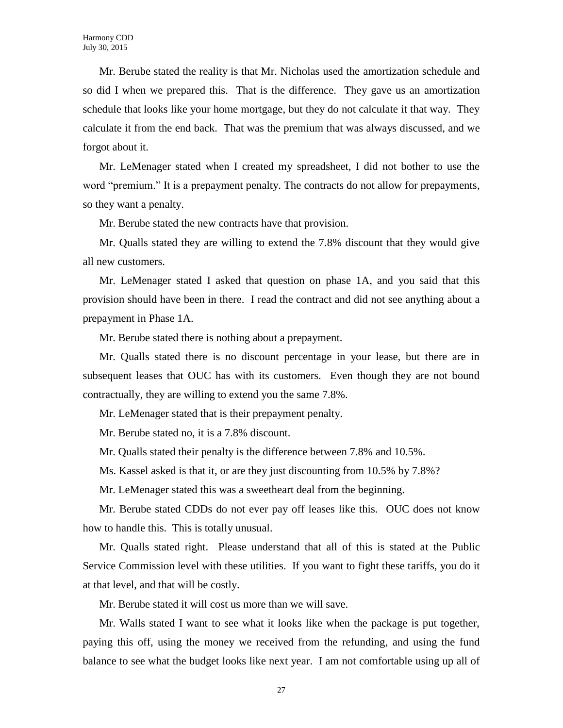Mr. Berube stated the reality is that Mr. Nicholas used the amortization schedule and so did I when we prepared this. That is the difference. They gave us an amortization schedule that looks like your home mortgage, but they do not calculate it that way. They calculate it from the end back. That was the premium that was always discussed, and we forgot about it.

Mr. LeMenager stated when I created my spreadsheet, I did not bother to use the word "premium." It is a prepayment penalty. The contracts do not allow for prepayments, so they want a penalty.

Mr. Berube stated the new contracts have that provision.

Mr. Qualls stated they are willing to extend the 7.8% discount that they would give all new customers.

Mr. LeMenager stated I asked that question on phase 1A, and you said that this provision should have been in there. I read the contract and did not see anything about a prepayment in Phase 1A.

Mr. Berube stated there is nothing about a prepayment.

Mr. Qualls stated there is no discount percentage in your lease, but there are in subsequent leases that OUC has with its customers. Even though they are not bound contractually, they are willing to extend you the same 7.8%.

Mr. LeMenager stated that is their prepayment penalty.

Mr. Berube stated no, it is a 7.8% discount.

Mr. Qualls stated their penalty is the difference between 7.8% and 10.5%.

Ms. Kassel asked is that it, or are they just discounting from 10.5% by 7.8%?

Mr. LeMenager stated this was a sweetheart deal from the beginning.

Mr. Berube stated CDDs do not ever pay off leases like this. OUC does not know how to handle this. This is totally unusual.

Mr. Qualls stated right. Please understand that all of this is stated at the Public Service Commission level with these utilities. If you want to fight these tariffs, you do it at that level, and that will be costly.

Mr. Berube stated it will cost us more than we will save.

Mr. Walls stated I want to see what it looks like when the package is put together, paying this off, using the money we received from the refunding, and using the fund balance to see what the budget looks like next year. I am not comfortable using up all of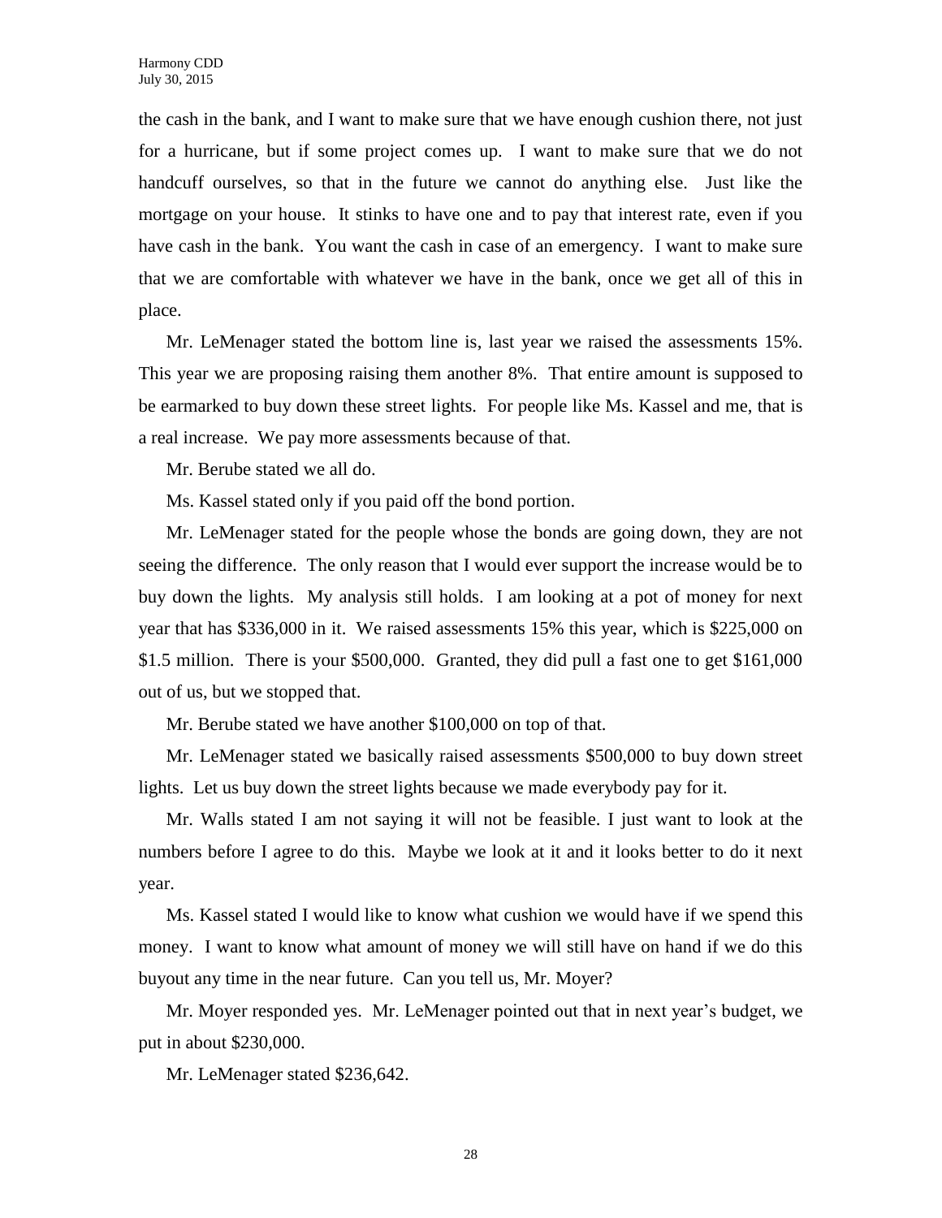the cash in the bank, and I want to make sure that we have enough cushion there, not just for a hurricane, but if some project comes up. I want to make sure that we do not handcuff ourselves, so that in the future we cannot do anything else. Just like the mortgage on your house. It stinks to have one and to pay that interest rate, even if you have cash in the bank. You want the cash in case of an emergency. I want to make sure that we are comfortable with whatever we have in the bank, once we get all of this in place.

Mr. LeMenager stated the bottom line is, last year we raised the assessments 15%. This year we are proposing raising them another 8%. That entire amount is supposed to be earmarked to buy down these street lights. For people like Ms. Kassel and me, that is a real increase. We pay more assessments because of that.

Mr. Berube stated we all do.

Ms. Kassel stated only if you paid off the bond portion.

Mr. LeMenager stated for the people whose the bonds are going down, they are not seeing the difference. The only reason that I would ever support the increase would be to buy down the lights. My analysis still holds. I am looking at a pot of money for next year that has $336,000 in it. We raised assessments 15% this year, which is $225,000 on $1.5 million. There is your $500,000. Granted, they did pull a fast one to get $161,000 out of us, but we stopped that.

Mr. Berube stated we have another $100,000 on top of that.

Mr. LeMenager stated we basically raised assessments $500,000 to buy down street lights. Let us buy down the street lights because we made everybody pay for it.

Mr. Walls stated I am not saying it will not be feasible. I just want to look at the numbers before I agree to do this. Maybe we look at it and it looks better to do it next year.

Ms. Kassel stated I would like to know what cushion we would have if we spend this money. I want to know what amount of money we will still have on hand if we do this buyout any time in the near future. Can you tell us, Mr. Moyer?

Mr. Moyer responded yes. Mr. LeMenager pointed out that in next year's budget, we put in about $230,000.

Mr. LeMenager stated $236,642.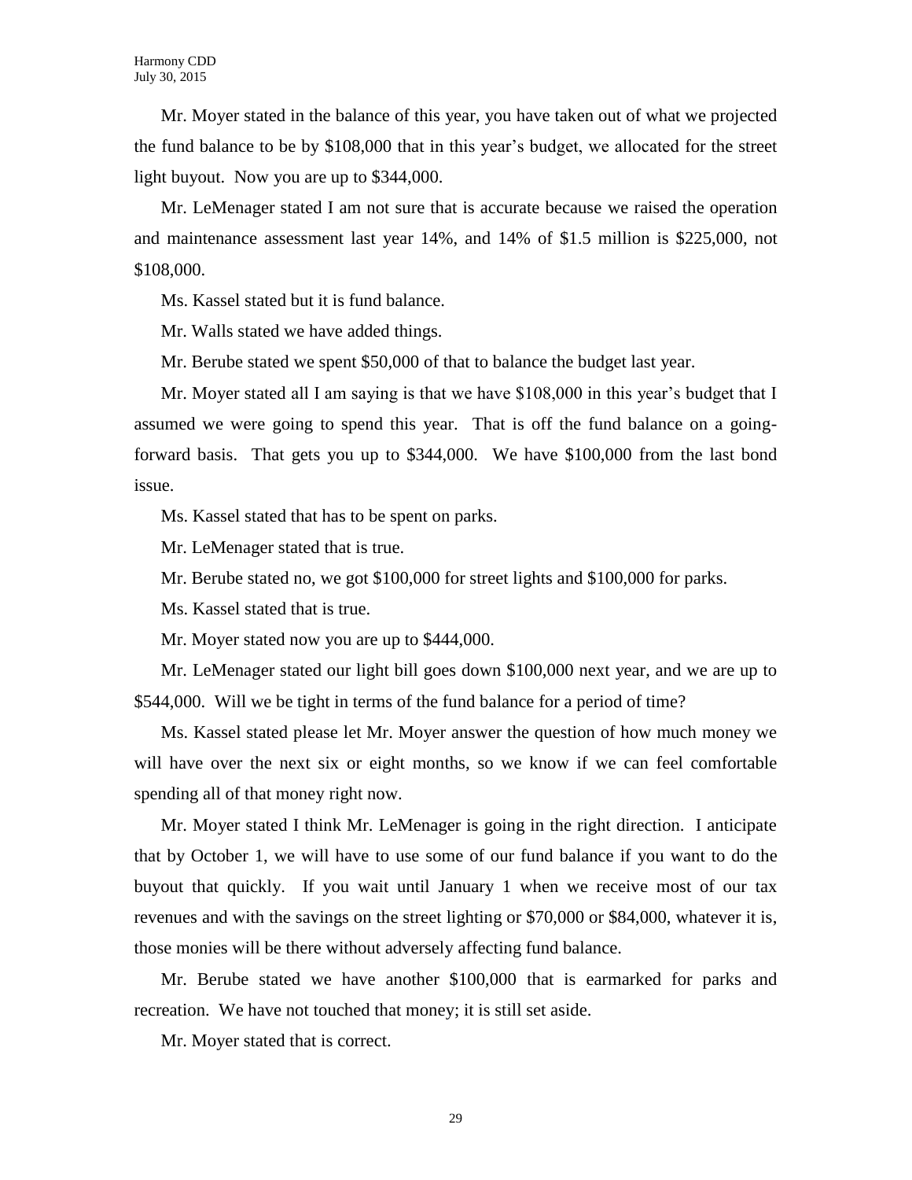Mr. Moyer stated in the balance of this year, you have taken out of what we projected the fund balance to be by $108,000 that in this year's budget, we allocated for the street light buyout. Now you are up to $344,000.

Mr. LeMenager stated I am not sure that is accurate because we raised the operation and maintenance assessment last year 14%, and 14% of $1.5 million is $225,000, not $108,000.

Ms. Kassel stated but it is fund balance.

Mr. Walls stated we have added things.

Mr. Berube stated we spent $50,000 of that to balance the budget last year.

Mr. Moyer stated all I am saying is that we have $108,000 in this year's budget that I assumed we were going to spend this year. That is off the fund balance on a going-forward basis. That gets you up to $344,000. We have $100,000 from the last bond issue.

Ms. Kassel stated that has to be spent on parks.

Mr. LeMenager stated that is true.

Mr. Berube stated no, we got $100,000 for street lights and $100,000 for parks.

Ms. Kassel stated that is true.

Mr. Moyer stated now you are up to $444,000.

Mr. LeMenager stated our light bill goes down $100,000 next year, and we are up to $544,000. Will we be tight in terms of the fund balance for a period of time?

Ms. Kassel stated please let Mr. Moyer answer the question of how much money we will have over the next six or eight months, so we know if we can feel comfortable spending all of that money right now.

Mr. Moyer stated I think Mr. LeMenager is going in the right direction. I anticipate that by October 1, we will have to use some of our fund balance if you want to do the buyout that quickly. If you wait until January 1 when we receive most of our tax revenues and with the savings on the street lighting or $70,000 or $84,000, whatever it is, those monies will be there without adversely affecting fund balance.

Mr. Berube stated we have another $100,000 that is earmarked for parks and recreation. We have not touched that money; it is still set aside.

Mr. Moyer stated that is correct.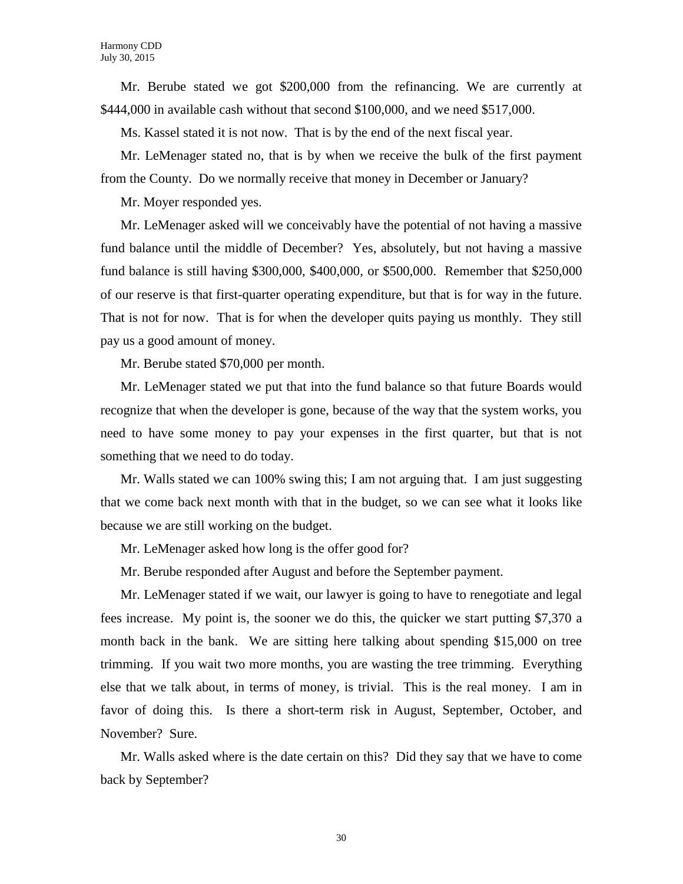Mr. Berube stated we got $200,000 from the refinancing. We are currently at $444,000 in available cash without that second $100,000, and we need $517,000.

Ms. Kassel stated it is not now. That is by the end of the next fiscal year.

Mr. LeMenager stated no, that is by when we receive the bulk of the first payment from the County. Do we normally receive that money in December or January?

Mr. Moyer responded yes.

Mr. LeMenager asked will we conceivably have the potential of not having a massive fund balance until the middle of December? Yes, absolutely, but not having a massive fund balance is still having $300,000, $400,000, or $500,000. Remember that $250,000 of our reserve is that first-quarter operating expenditure, but that is for way in the future. That is not for now. That is for when the developer quits paying us monthly. They still pay us a good amount of money.

Mr. Berube stated $70,000 per month.

Mr. LeMenager stated we put that into the fund balance so that future Boards would recognize that when the developer is gone, because of the way that the system works, you need to have some money to pay your expenses in the first quarter, but that is not something that we need to do today.

Mr. Walls stated we can 100% swing this; I am not arguing that. I am just suggesting that we come back next month with that in the budget, so we can see what it looks like because we are still working on the budget.

Mr. LeMenager asked how long is the offer good for?

Mr. Berube responded after August and before the September payment.

Mr. LeMenager stated if we wait, our lawyer is going to have to renegotiate and legal fees increase. My point is, the sooner we do this, the quicker we start putting $7,370 a month back in the bank. We are sitting here talking about spending $15,000 on tree trimming. If you wait two more months, you are wasting the tree trimming. Everything else that we talk about, in terms of money, is trivial. This is the real money. I am in favor of doing this. Is there a short-term risk in August, September, October, and November? Sure.

Mr. Walls asked where is the date certain on this? Did they say that we have to come back by September?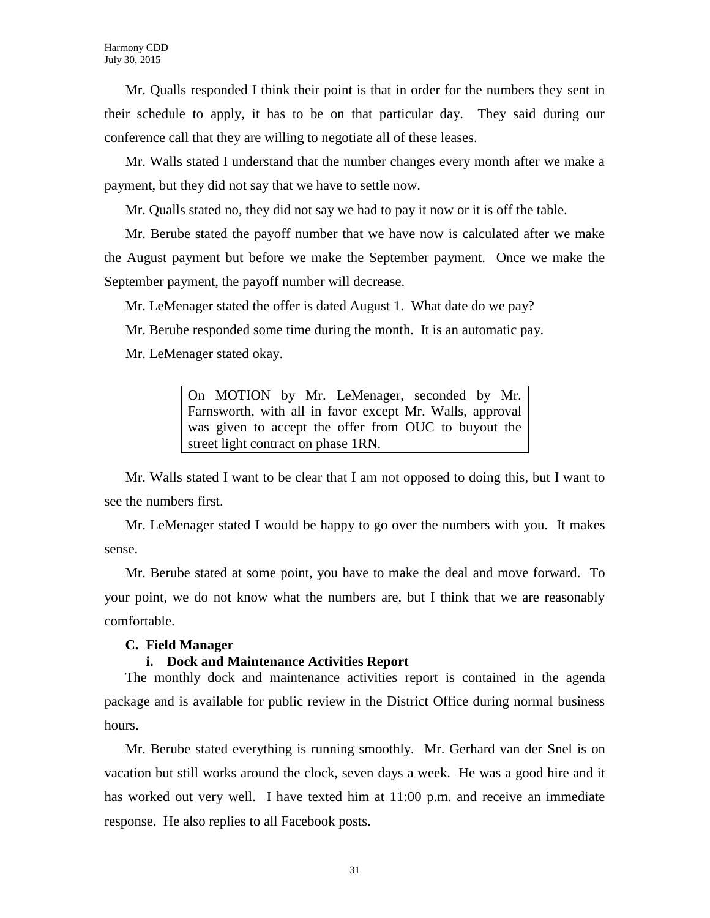Mr. Qualls responded I think their point is that in order for the numbers they sent in their schedule to apply, it has to be on that particular day. They said during our conference call that they are willing to negotiate all of these leases.

Mr. Walls stated I understand that the number changes every month after we make a payment, but they did not say that we have to settle now.

Mr. Qualls stated no, they did not say we had to pay it now or it is off the table.

Mr. Berube stated the payoff number that we have now is calculated after we make the August payment but before we make the September payment. Once we make the September payment, the payoff number will decrease.

Mr. LeMenager stated the offer is dated August 1. What date do we pay?

Mr. Berube responded some time during the month. It is an automatic pay.

Mr. LeMenager stated okay.

| On MOTION by Mr. LeMenager, seconded by Mr. Farnsworth, with all in favor except Mr. Walls, approval was given to accept the offer from OUC to buyout the street light contract on phase 1RN. |
|---|

Mr. Walls stated I want to be clear that I am not opposed to doing this, but I want to see the numbers first.

Mr. LeMenager stated I would be happy to go over the numbers with you. It makes sense.

Mr. Berube stated at some point, you have to make the deal and move forward. To your point, we do not know what the numbers are, but I think that we are reasonably comfortable.

**C. Field Manager**

**i. Dock and Maintenance Activities Report**

The monthly dock and maintenance activities report is contained in the agenda package and is available for public review in the District Office during normal business hours.

Mr. Berube stated everything is running smoothly. Mr. Gerhard van der Snel is on vacation but still works around the clock, seven days a week. He was a good hire and it has worked out very well. I have texted him at 11:00 p.m. and receive an immediate response. He also replies to all Facebook posts.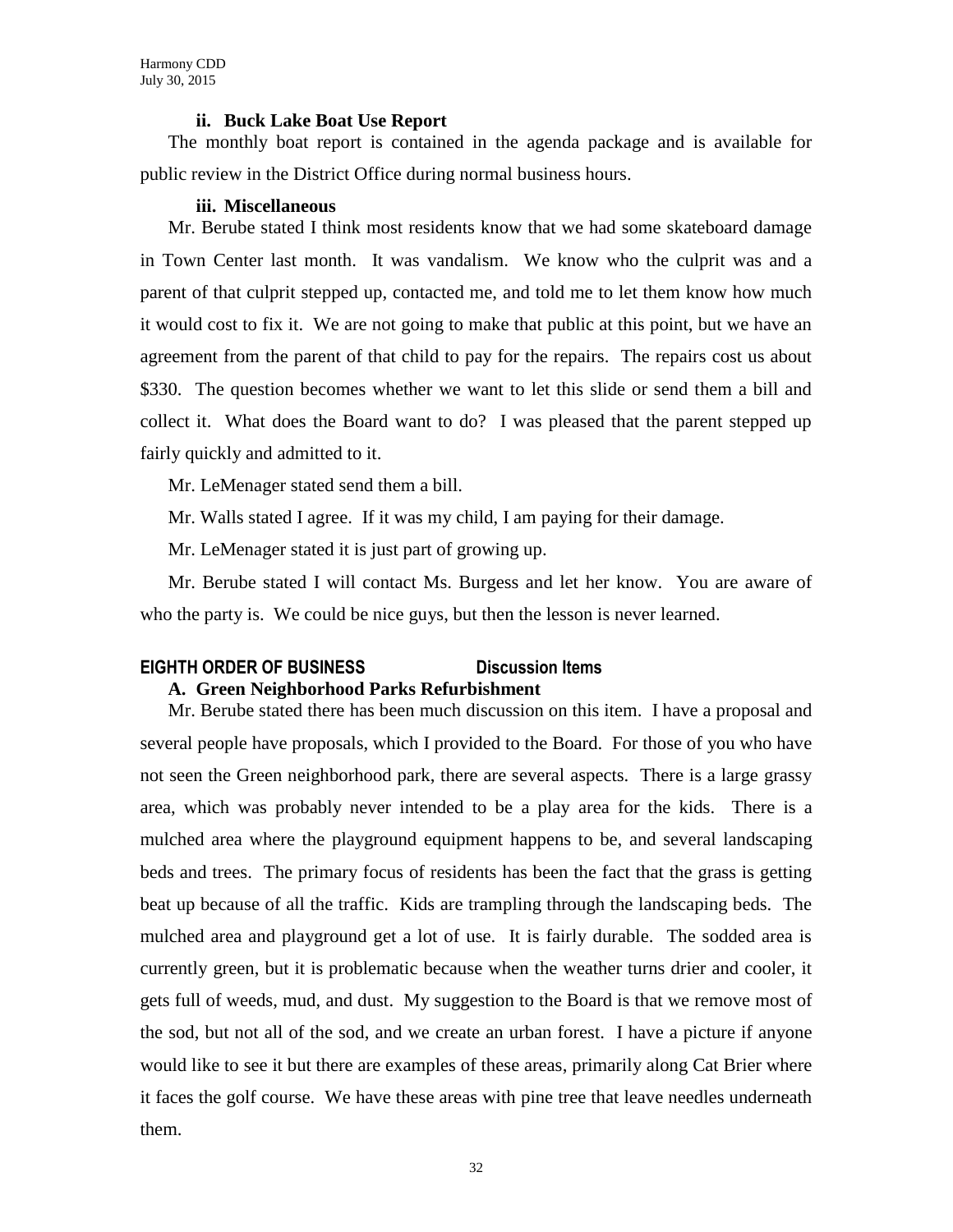### ii. Buck Lake Boat Use Report

The monthly boat report is contained in the agenda package and is available for public review in the District Office during normal business hours.

### iii. Miscellaneous

Mr. Berube stated I think most residents know that we had some skateboard damage in Town Center last month. It was vandalism. We know who the culprit was and a parent of that culprit stepped up, contacted me, and told me to let them know how much it would cost to fix it. We are not going to make that public at this point, but we have an agreement from the parent of that child to pay for the repairs. The repairs cost us about $330. The question becomes whether we want to let this slide or send them a bill and collect it. What does the Board want to do? I was pleased that the parent stepped up fairly quickly and admitted to it.

Mr. LeMenager stated send them a bill.

Mr. Walls stated I agree. If it was my child, I am paying for their damage.

Mr. LeMenager stated it is just part of growing up.

Mr. Berube stated I will contact Ms. Burgess and let her know. You are aware of who the party is. We could be nice guys, but then the lesson is never learned.

## EIGHTH ORDER OF BUSINESS — Discussion Items

### A. Green Neighborhood Parks Refurbishment

Mr. Berube stated there has been much discussion on this item. I have a proposal and several people have proposals, which I provided to the Board. For those of you who have not seen the Green neighborhood park, there are several aspects. There is a large grassy area, which was probably never intended to be a play area for the kids. There is a mulched area where the playground equipment happens to be, and several landscaping beds and trees. The primary focus of residents has been the fact that the grass is getting beat up because of all the traffic. Kids are trampling through the landscaping beds. The mulched area and playground get a lot of use. It is fairly durable. The sodded area is currently green, but it is problematic because when the weather turns drier and cooler, it gets full of weeds, mud, and dust. My suggestion to the Board is that we remove most of the sod, but not all of the sod, and we create an urban forest. I have a picture if anyone would like to see it but there are examples of these areas, primarily along Cat Brier where it faces the golf course. We have these areas with pine tree that leave needles underneath them.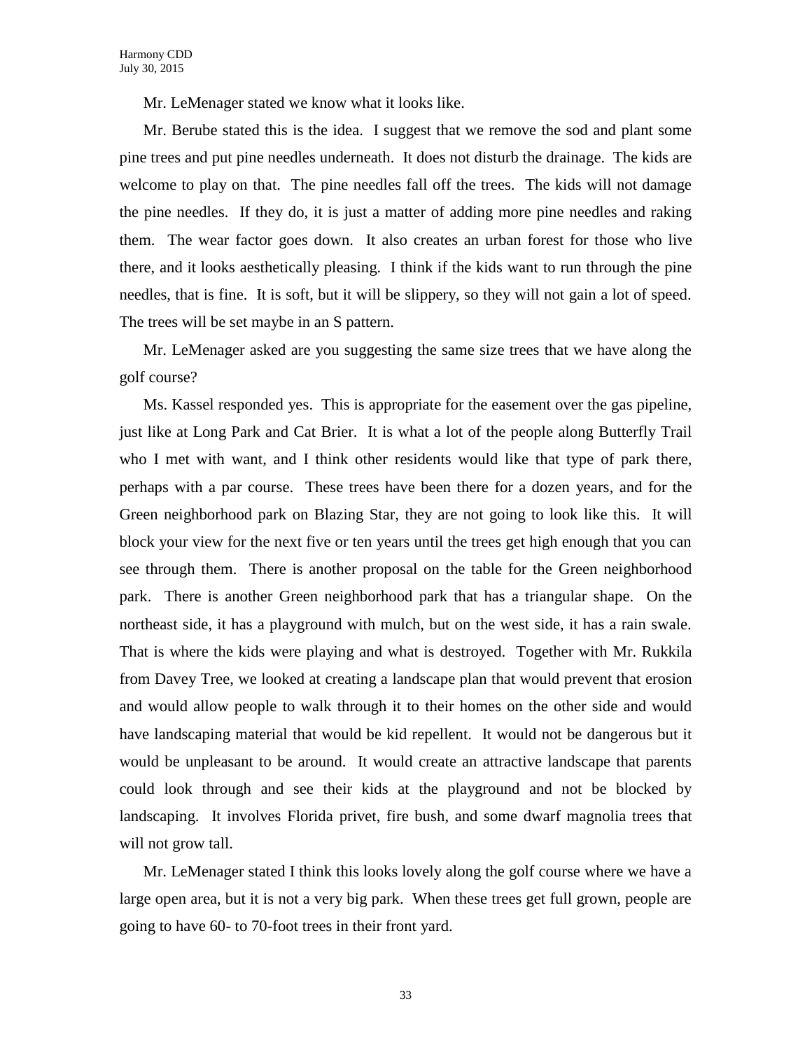Mr. LeMenager stated we know what it looks like.

Mr. Berube stated this is the idea. I suggest that we remove the sod and plant some pine trees and put pine needles underneath. It does not disturb the drainage. The kids are welcome to play on that. The pine needles fall off the trees. The kids will not damage the pine needles. If they do, it is just a matter of adding more pine needles and raking them. The wear factor goes down. It also creates an urban forest for those who live there, and it looks aesthetically pleasing. I think if the kids want to run through the pine needles, that is fine. It is soft, but it will be slippery, so they will not gain a lot of speed. The trees will be set maybe in an S pattern.

Mr. LeMenager asked are you suggesting the same size trees that we have along the golf course?

Ms. Kassel responded yes. This is appropriate for the easement over the gas pipeline, just like at Long Park and Cat Brier. It is what a lot of the people along Butterfly Trail who I met with want, and I think other residents would like that type of park there, perhaps with a par course. These trees have been there for a dozen years, and for the Green neighborhood park on Blazing Star, they are not going to look like this. It will block your view for the next five or ten years until the trees get high enough that you can see through them. There is another proposal on the table for the Green neighborhood park. There is another Green neighborhood park that has a triangular shape. On the northeast side, it has a playground with mulch, but on the west side, it has a rain swale. That is where the kids were playing and what is destroyed. Together with Mr. Rukkila from Davey Tree, we looked at creating a landscape plan that would prevent that erosion and would allow people to walk through it to their homes on the other side and would have landscaping material that would be kid repellent. It would not be dangerous but it would be unpleasant to be around. It would create an attractive landscape that parents could look through and see their kids at the playground and not be blocked by landscaping. It involves Florida privet, fire bush, and some dwarf magnolia trees that will not grow tall.

Mr. LeMenager stated I think this looks lovely along the golf course where we have a large open area, but it is not a very big park. When these trees get full grown, people are going to have 60- to 70-foot trees in their front yard.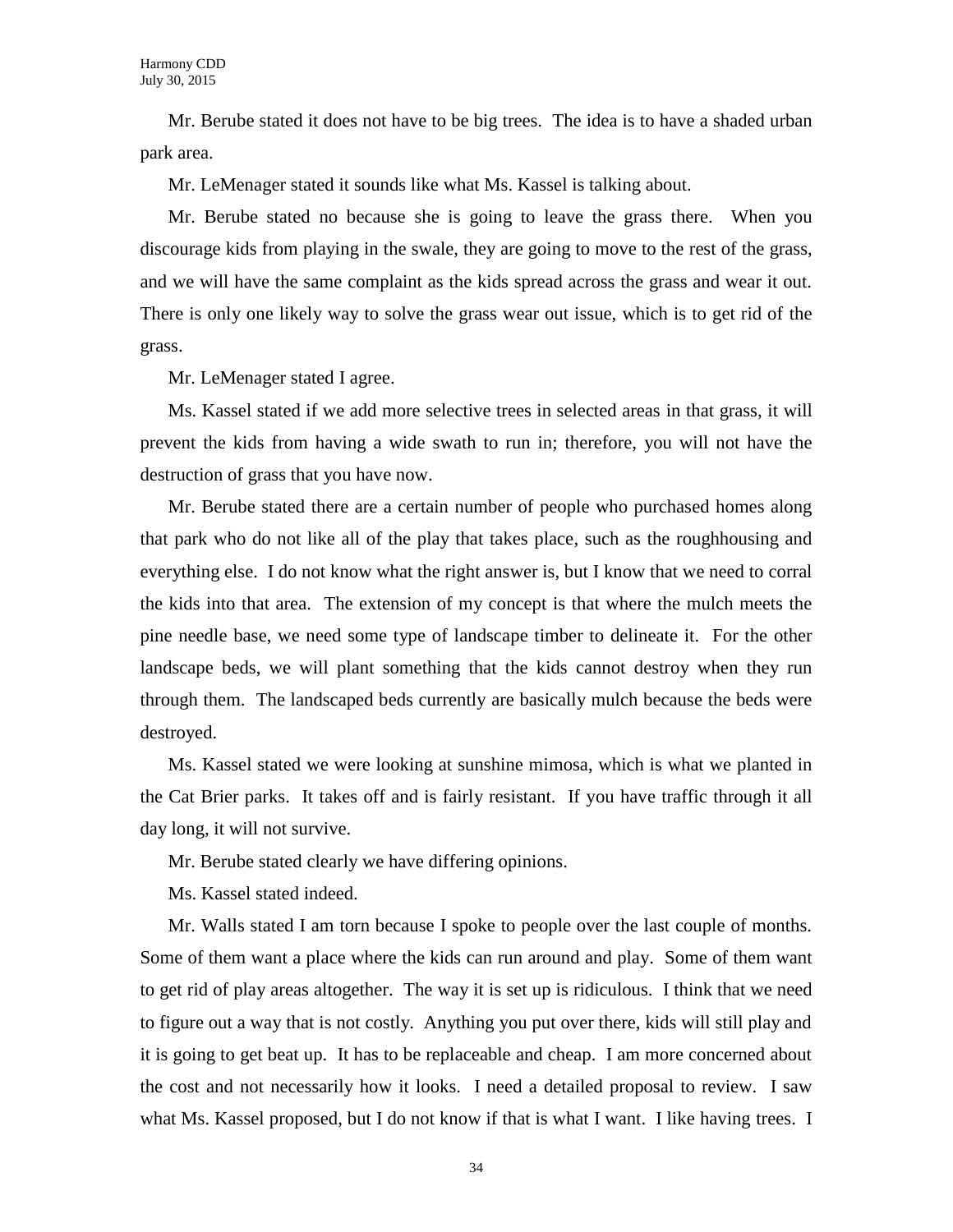Mr. Berube stated it does not have to be big trees. The idea is to have a shaded urban park area.

Mr. LeMenager stated it sounds like what Ms. Kassel is talking about.

Mr. Berube stated no because she is going to leave the grass there. When you discourage kids from playing in the swale, they are going to move to the rest of the grass, and we will have the same complaint as the kids spread across the grass and wear it out. There is only one likely way to solve the grass wear out issue, which is to get rid of the grass.

Mr. LeMenager stated I agree.

Ms. Kassel stated if we add more selective trees in selected areas in that grass, it will prevent the kids from having a wide swath to run in; therefore, you will not have the destruction of grass that you have now.

Mr. Berube stated there are a certain number of people who purchased homes along that park who do not like all of the play that takes place, such as the roughhousing and everything else. I do not know what the right answer is, but I know that we need to corral the kids into that area. The extension of my concept is that where the mulch meets the pine needle base, we need some type of landscape timber to delineate it. For the other landscape beds, we will plant something that the kids cannot destroy when they run through them. The landscaped beds currently are basically mulch because the beds were destroyed.

Ms. Kassel stated we were looking at sunshine mimosa, which is what we planted in the Cat Brier parks. It takes off and is fairly resistant. If you have traffic through it all day long, it will not survive.

Mr. Berube stated clearly we have differing opinions.

Ms. Kassel stated indeed.

Mr. Walls stated I am torn because I spoke to people over the last couple of months. Some of them want a place where the kids can run around and play. Some of them want to get rid of play areas altogether. The way it is set up is ridiculous. I think that we need to figure out a way that is not costly. Anything you put over there, kids will still play and it is going to get beat up. It has to be replaceable and cheap. I am more concerned about the cost and not necessarily how it looks. I need a detailed proposal to review. I saw what Ms. Kassel proposed, but I do not know if that is what I want. I like having trees. I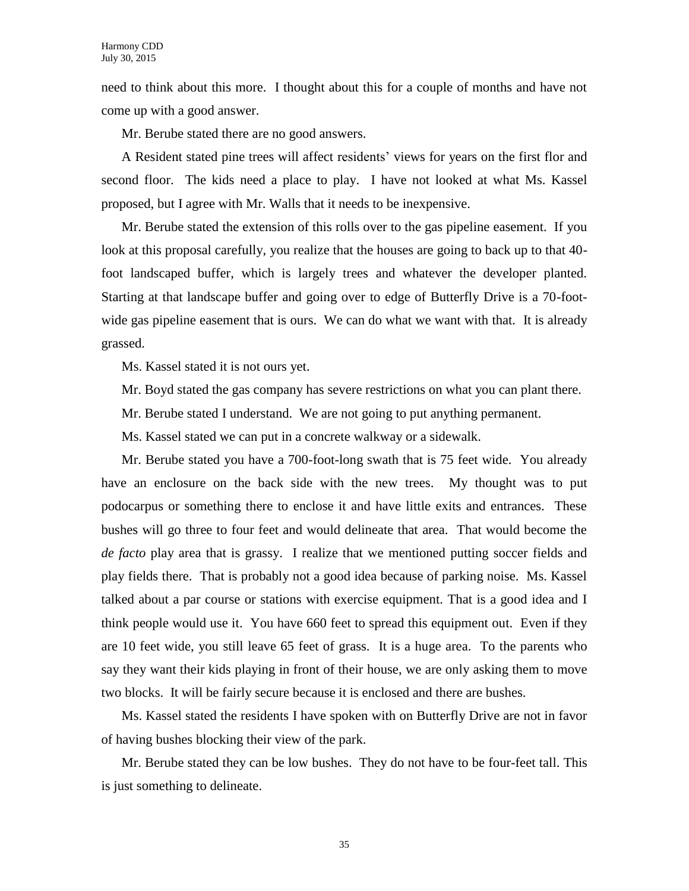need to think about this more. I thought about this for a couple of months and have not come up with a good answer.

Mr. Berube stated there are no good answers.

A Resident stated pine trees will affect residents' views for years on the first flor and second floor. The kids need a place to play. I have not looked at what Ms. Kassel proposed, but I agree with Mr. Walls that it needs to be inexpensive.

Mr. Berube stated the extension of this rolls over to the gas pipeline easement. If you look at this proposal carefully, you realize that the houses are going to back up to that 40-foot landscaped buffer, which is largely trees and whatever the developer planted. Starting at that landscape buffer and going over to edge of Butterfly Drive is a 70-foot-wide gas pipeline easement that is ours. We can do what we want with that. It is already grassed.

Ms. Kassel stated it is not ours yet.

Mr. Boyd stated the gas company has severe restrictions on what you can plant there.

Mr. Berube stated I understand. We are not going to put anything permanent.

Ms. Kassel stated we can put in a concrete walkway or a sidewalk.

Mr. Berube stated you have a 700-foot-long swath that is 75 feet wide. You already have an enclosure on the back side with the new trees. My thought was to put podocarpus or something there to enclose it and have little exits and entrances. These bushes will go three to four feet and would delineate that area. That would become the *de facto* play area that is grassy. I realize that we mentioned putting soccer fields and play fields there. That is probably not a good idea because of parking noise. Ms. Kassel talked about a par course or stations with exercise equipment. That is a good idea and I think people would use it. You have 660 feet to spread this equipment out. Even if they are 10 feet wide, you still leave 65 feet of grass. It is a huge area. To the parents who say they want their kids playing in front of their house, we are only asking them to move two blocks. It will be fairly secure because it is enclosed and there are bushes.

Ms. Kassel stated the residents I have spoken with on Butterfly Drive are not in favor of having bushes blocking their view of the park.

Mr. Berube stated they can be low bushes. They do not have to be four-feet tall. This is just something to delineate.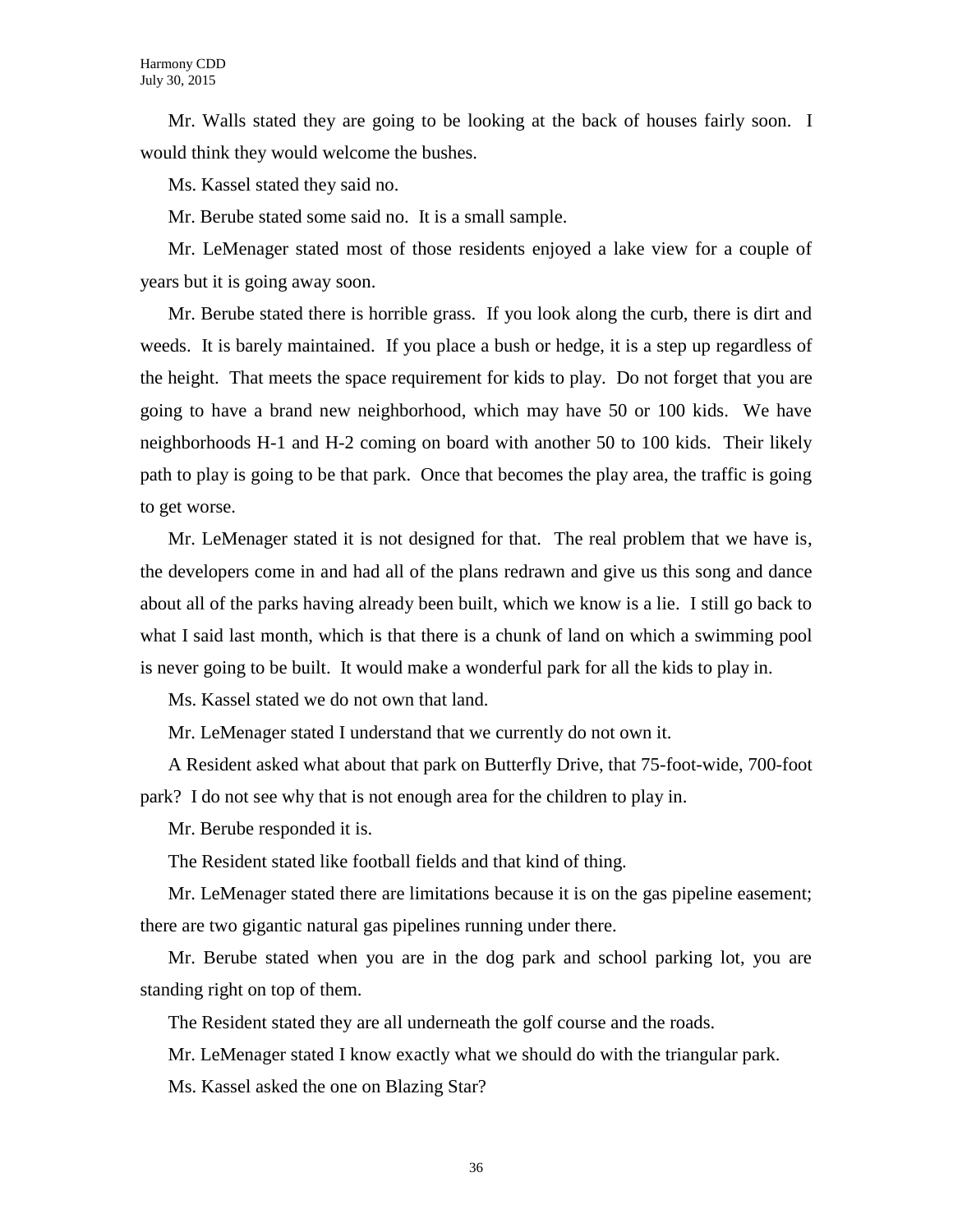Mr. Walls stated they are going to be looking at the back of houses fairly soon. I would think they would welcome the bushes.

Ms. Kassel stated they said no.

Mr. Berube stated some said no. It is a small sample.

Mr. LeMenager stated most of those residents enjoyed a lake view for a couple of years but it is going away soon.

Mr. Berube stated there is horrible grass. If you look along the curb, there is dirt and weeds. It is barely maintained. If you place a bush or hedge, it is a step up regardless of the height. That meets the space requirement for kids to play. Do not forget that you are going to have a brand new neighborhood, which may have 50 or 100 kids. We have neighborhoods H-1 and H-2 coming on board with another 50 to 100 kids. Their likely path to play is going to be that park. Once that becomes the play area, the traffic is going to get worse.

Mr. LeMenager stated it is not designed for that. The real problem that we have is, the developers come in and had all of the plans redrawn and give us this song and dance about all of the parks having already been built, which we know is a lie. I still go back to what I said last month, which is that there is a chunk of land on which a swimming pool is never going to be built. It would make a wonderful park for all the kids to play in.

Ms. Kassel stated we do not own that land.

Mr. LeMenager stated I understand that we currently do not own it.

A Resident asked what about that park on Butterfly Drive, that 75-foot-wide, 700-foot park? I do not see why that is not enough area for the children to play in.

Mr. Berube responded it is.

The Resident stated like football fields and that kind of thing.

Mr. LeMenager stated there are limitations because it is on the gas pipeline easement; there are two gigantic natural gas pipelines running under there.

Mr. Berube stated when you are in the dog park and school parking lot, you are standing right on top of them.

The Resident stated they are all underneath the golf course and the roads.

Mr. LeMenager stated I know exactly what we should do with the triangular park.

Ms. Kassel asked the one on Blazing Star?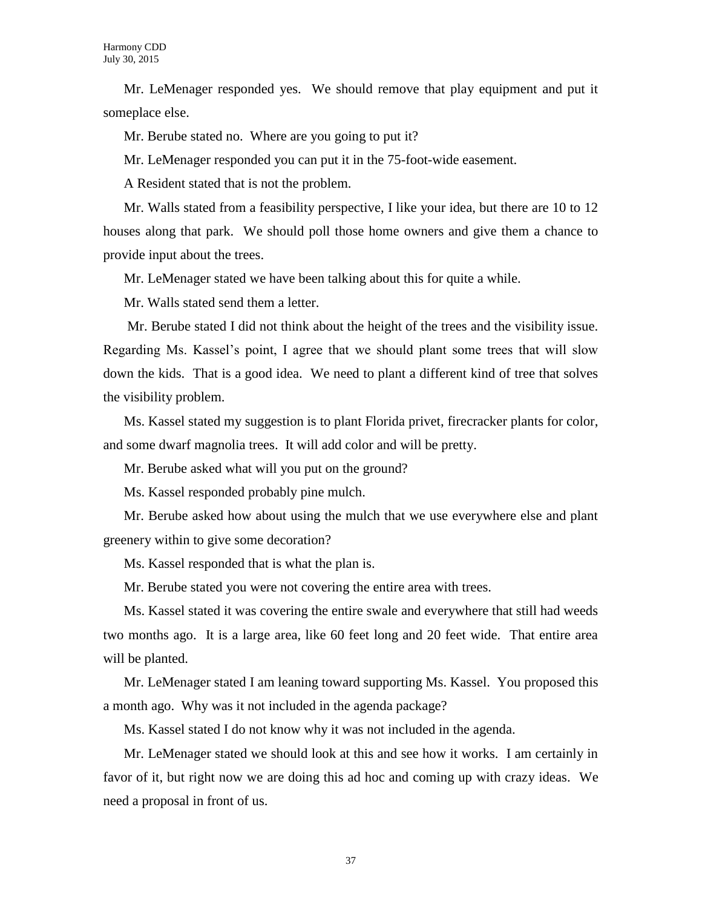Mr. LeMenager responded yes. We should remove that play equipment and put it someplace else.

Mr. Berube stated no. Where are you going to put it?

Mr. LeMenager responded you can put it in the 75-foot-wide easement.

A Resident stated that is not the problem.

Mr. Walls stated from a feasibility perspective, I like your idea, but there are 10 to 12 houses along that park. We should poll those home owners and give them a chance to provide input about the trees.

Mr. LeMenager stated we have been talking about this for quite a while.

Mr. Walls stated send them a letter.

Mr. Berube stated I did not think about the height of the trees and the visibility issue. Regarding Ms. Kassel's point, I agree that we should plant some trees that will slow down the kids. That is a good idea. We need to plant a different kind of tree that solves the visibility problem.

Ms. Kassel stated my suggestion is to plant Florida privet, firecracker plants for color, and some dwarf magnolia trees. It will add color and will be pretty.

Mr. Berube asked what will you put on the ground?

Ms. Kassel responded probably pine mulch.

Mr. Berube asked how about using the mulch that we use everywhere else and plant greenery within to give some decoration?

Ms. Kassel responded that is what the plan is.

Mr. Berube stated you were not covering the entire area with trees.

Ms. Kassel stated it was covering the entire swale and everywhere that still had weeds two months ago. It is a large area, like 60 feet long and 20 feet wide. That entire area will be planted.

Mr. LeMenager stated I am leaning toward supporting Ms. Kassel. You proposed this a month ago. Why was it not included in the agenda package?

Ms. Kassel stated I do not know why it was not included in the agenda.

Mr. LeMenager stated we should look at this and see how it works. I am certainly in favor of it, but right now we are doing this ad hoc and coming up with crazy ideas. We need a proposal in front of us.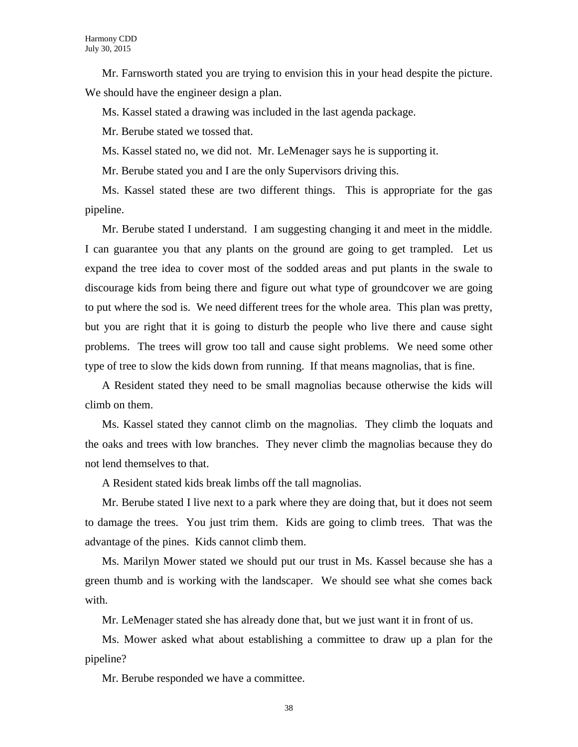Mr. Farnsworth stated you are trying to envision this in your head despite the picture. We should have the engineer design a plan.

Ms. Kassel stated a drawing was included in the last agenda package.

Mr. Berube stated we tossed that.

Ms. Kassel stated no, we did not. Mr. LeMenager says he is supporting it.

Mr. Berube stated you and I are the only Supervisors driving this.

Ms. Kassel stated these are two different things. This is appropriate for the gas pipeline.

Mr. Berube stated I understand. I am suggesting changing it and meet in the middle. I can guarantee you that any plants on the ground are going to get trampled. Let us expand the tree idea to cover most of the sodded areas and put plants in the swale to discourage kids from being there and figure out what type of groundcover we are going to put where the sod is. We need different trees for the whole area. This plan was pretty, but you are right that it is going to disturb the people who live there and cause sight problems. The trees will grow too tall and cause sight problems. We need some other type of tree to slow the kids down from running. If that means magnolias, that is fine.

A Resident stated they need to be small magnolias because otherwise the kids will climb on them.

Ms. Kassel stated they cannot climb on the magnolias. They climb the loquats and the oaks and trees with low branches. They never climb the magnolias because they do not lend themselves to that.

A Resident stated kids break limbs off the tall magnolias.

Mr. Berube stated I live next to a park where they are doing that, but it does not seem to damage the trees. You just trim them. Kids are going to climb trees. That was the advantage of the pines. Kids cannot climb them.

Ms. Marilyn Mower stated we should put our trust in Ms. Kassel because she has a green thumb and is working with the landscaper. We should see what she comes back with.

Mr. LeMenager stated she has already done that, but we just want it in front of us.

Ms. Mower asked what about establishing a committee to draw up a plan for the pipeline?

Mr. Berube responded we have a committee.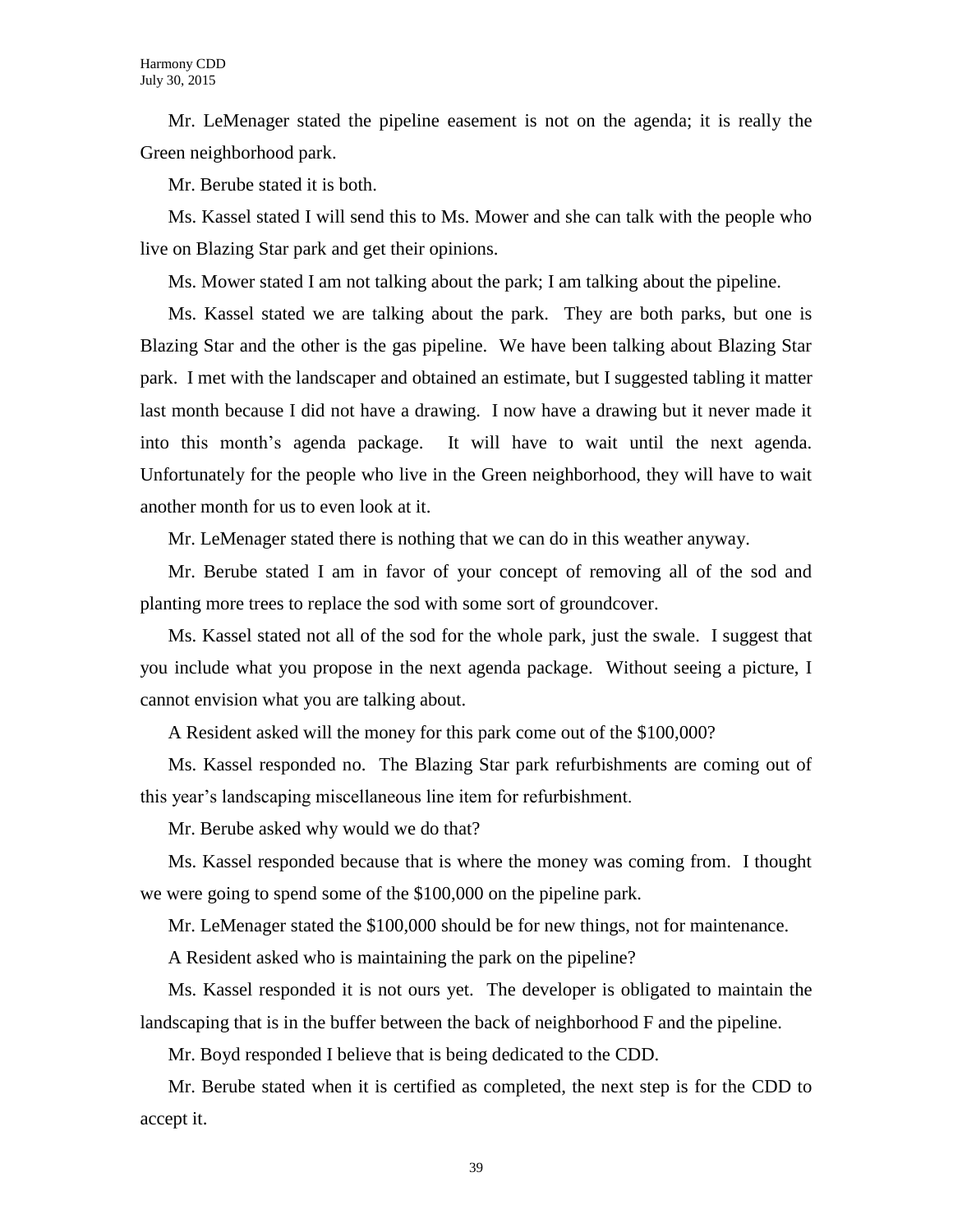Mr. LeMenager stated the pipeline easement is not on the agenda; it is really the Green neighborhood park.

Mr. Berube stated it is both.

Ms. Kassel stated I will send this to Ms. Mower and she can talk with the people who live on Blazing Star park and get their opinions.

Ms. Mower stated I am not talking about the park; I am talking about the pipeline.

Ms. Kassel stated we are talking about the park. They are both parks, but one is Blazing Star and the other is the gas pipeline. We have been talking about Blazing Star park. I met with the landscaper and obtained an estimate, but I suggested tabling it matter last month because I did not have a drawing. I now have a drawing but it never made it into this month's agenda package. It will have to wait until the next agenda. Unfortunately for the people who live in the Green neighborhood, they will have to wait another month for us to even look at it.

Mr. LeMenager stated there is nothing that we can do in this weather anyway.

Mr. Berube stated I am in favor of your concept of removing all of the sod and planting more trees to replace the sod with some sort of groundcover.

Ms. Kassel stated not all of the sod for the whole park, just the swale. I suggest that you include what you propose in the next agenda package. Without seeing a picture, I cannot envision what you are talking about.

A Resident asked will the money for this park come out of the $100,000?

Ms. Kassel responded no. The Blazing Star park refurbishments are coming out of this year's landscaping miscellaneous line item for refurbishment.

Mr. Berube asked why would we do that?

Ms. Kassel responded because that is where the money was coming from. I thought we were going to spend some of the $100,000 on the pipeline park.

Mr. LeMenager stated the $100,000 should be for new things, not for maintenance.

A Resident asked who is maintaining the park on the pipeline?

Ms. Kassel responded it is not ours yet. The developer is obligated to maintain the landscaping that is in the buffer between the back of neighborhood F and the pipeline.

Mr. Boyd responded I believe that is being dedicated to the CDD.

Mr. Berube stated when it is certified as completed, the next step is for the CDD to accept it.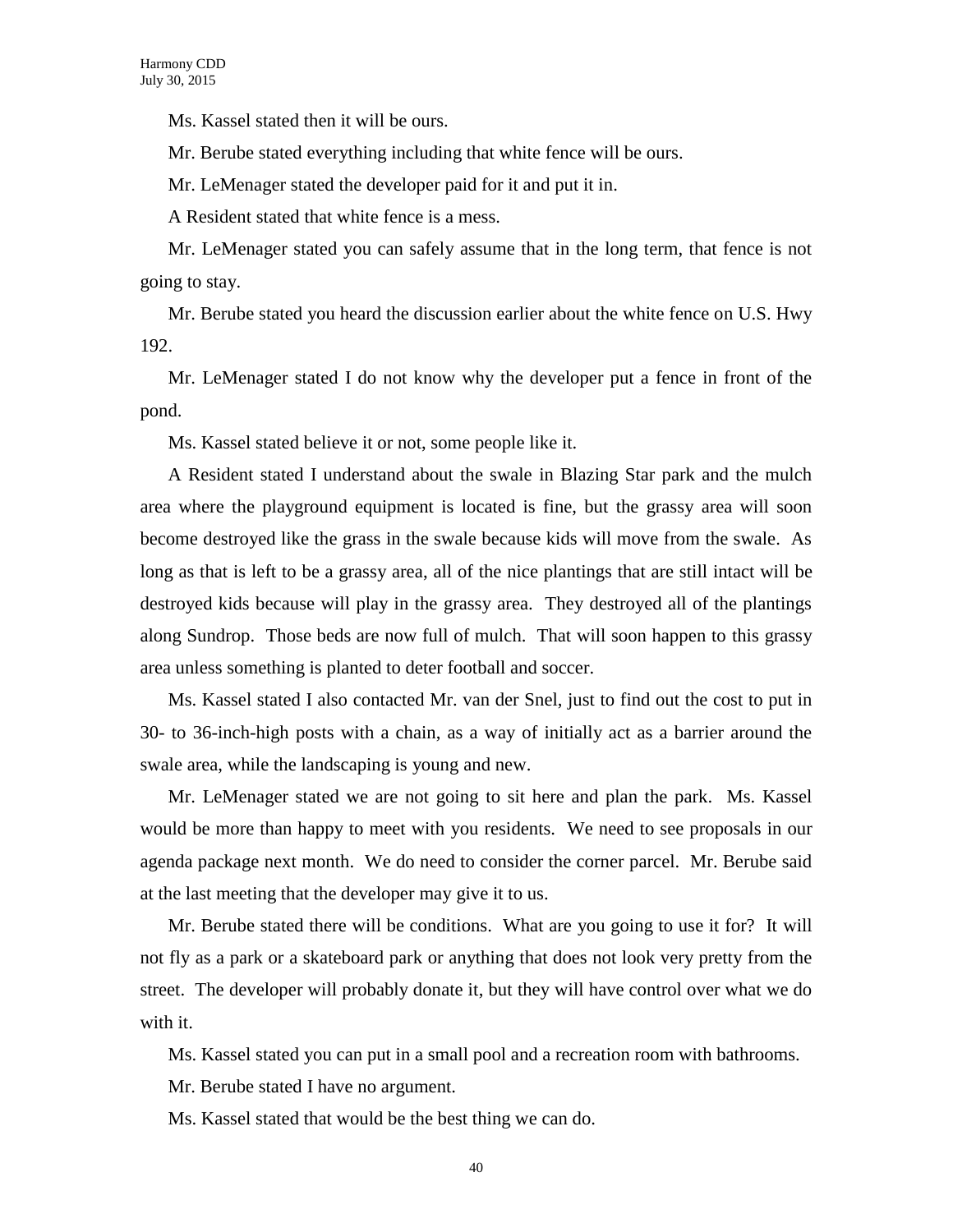Ms. Kassel stated then it will be ours.

Mr. Berube stated everything including that white fence will be ours.

Mr. LeMenager stated the developer paid for it and put it in.

A Resident stated that white fence is a mess.

Mr. LeMenager stated you can safely assume that in the long term, that fence is not going to stay.

Mr. Berube stated you heard the discussion earlier about the white fence on U.S. Hwy 192.

Mr. LeMenager stated I do not know why the developer put a fence in front of the pond.

Ms. Kassel stated believe it or not, some people like it.

A Resident stated I understand about the swale in Blazing Star park and the mulch area where the playground equipment is located is fine, but the grassy area will soon become destroyed like the grass in the swale because kids will move from the swale. As long as that is left to be a grassy area, all of the nice plantings that are still intact will be destroyed kids because will play in the grassy area. They destroyed all of the plantings along Sundrop. Those beds are now full of mulch. That will soon happen to this grassy area unless something is planted to deter football and soccer.

Ms. Kassel stated I also contacted Mr. van der Snel, just to find out the cost to put in 30- to 36-inch-high posts with a chain, as a way of initially act as a barrier around the swale area, while the landscaping is young and new.

Mr. LeMenager stated we are not going to sit here and plan the park. Ms. Kassel would be more than happy to meet with you residents. We need to see proposals in our agenda package next month. We do need to consider the corner parcel. Mr. Berube said at the last meeting that the developer may give it to us.

Mr. Berube stated there will be conditions. What are you going to use it for? It will not fly as a park or a skateboard park or anything that does not look very pretty from the street. The developer will probably donate it, but they will have control over what we do with it.

Ms. Kassel stated you can put in a small pool and a recreation room with bathrooms.

Mr. Berube stated I have no argument.

Ms. Kassel stated that would be the best thing we can do.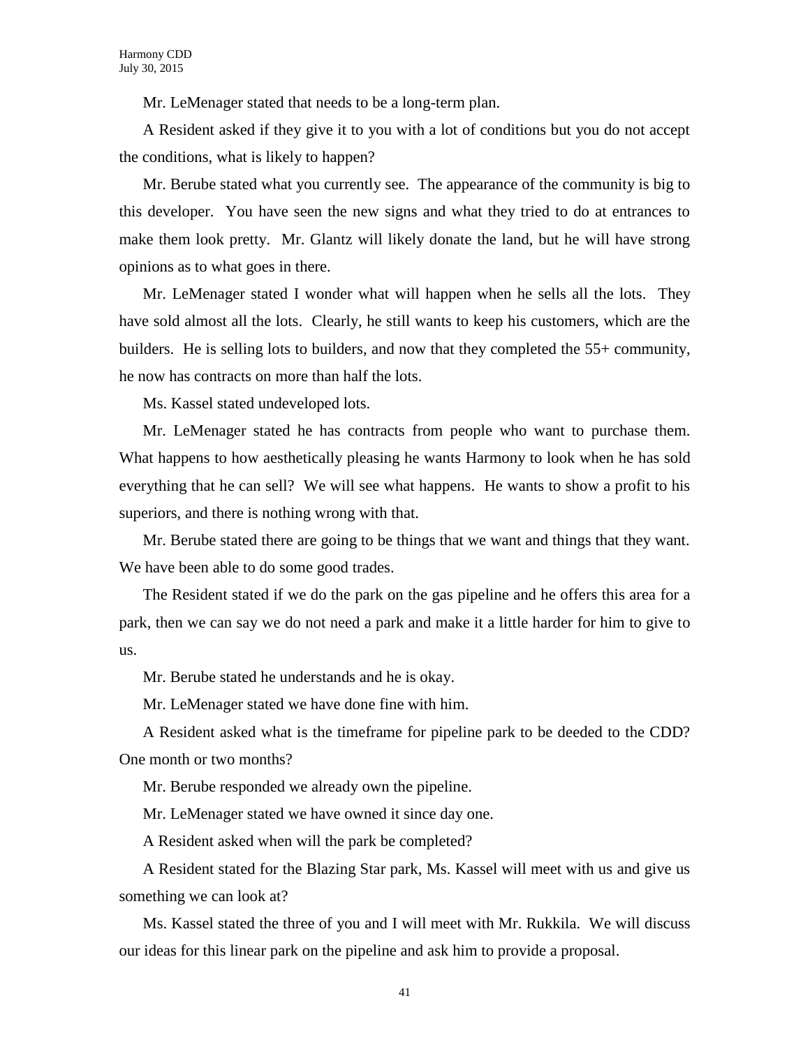Mr. LeMenager stated that needs to be a long-term plan.

A Resident asked if they give it to you with a lot of conditions but you do not accept the conditions, what is likely to happen?

Mr. Berube stated what you currently see. The appearance of the community is big to this developer. You have seen the new signs and what they tried to do at entrances to make them look pretty. Mr. Glantz will likely donate the land, but he will have strong opinions as to what goes in there.

Mr. LeMenager stated I wonder what will happen when he sells all the lots. They have sold almost all the lots. Clearly, he still wants to keep his customers, which are the builders. He is selling lots to builders, and now that they completed the 55+ community, he now has contracts on more than half the lots.

Ms. Kassel stated undeveloped lots.

Mr. LeMenager stated he has contracts from people who want to purchase them. What happens to how aesthetically pleasing he wants Harmony to look when he has sold everything that he can sell? We will see what happens. He wants to show a profit to his superiors, and there is nothing wrong with that.

Mr. Berube stated there are going to be things that we want and things that they want. We have been able to do some good trades.

The Resident stated if we do the park on the gas pipeline and he offers this area for a park, then we can say we do not need a park and make it a little harder for him to give to us.

Mr. Berube stated he understands and he is okay.

Mr. LeMenager stated we have done fine with him.

A Resident asked what is the timeframe for pipeline park to be deeded to the CDD? One month or two months?

Mr. Berube responded we already own the pipeline.

Mr. LeMenager stated we have owned it since day one.

A Resident asked when will the park be completed?

A Resident stated for the Blazing Star park, Ms. Kassel will meet with us and give us something we can look at?

Ms. Kassel stated the three of you and I will meet with Mr. Rukkila. We will discuss our ideas for this linear park on the pipeline and ask him to provide a proposal.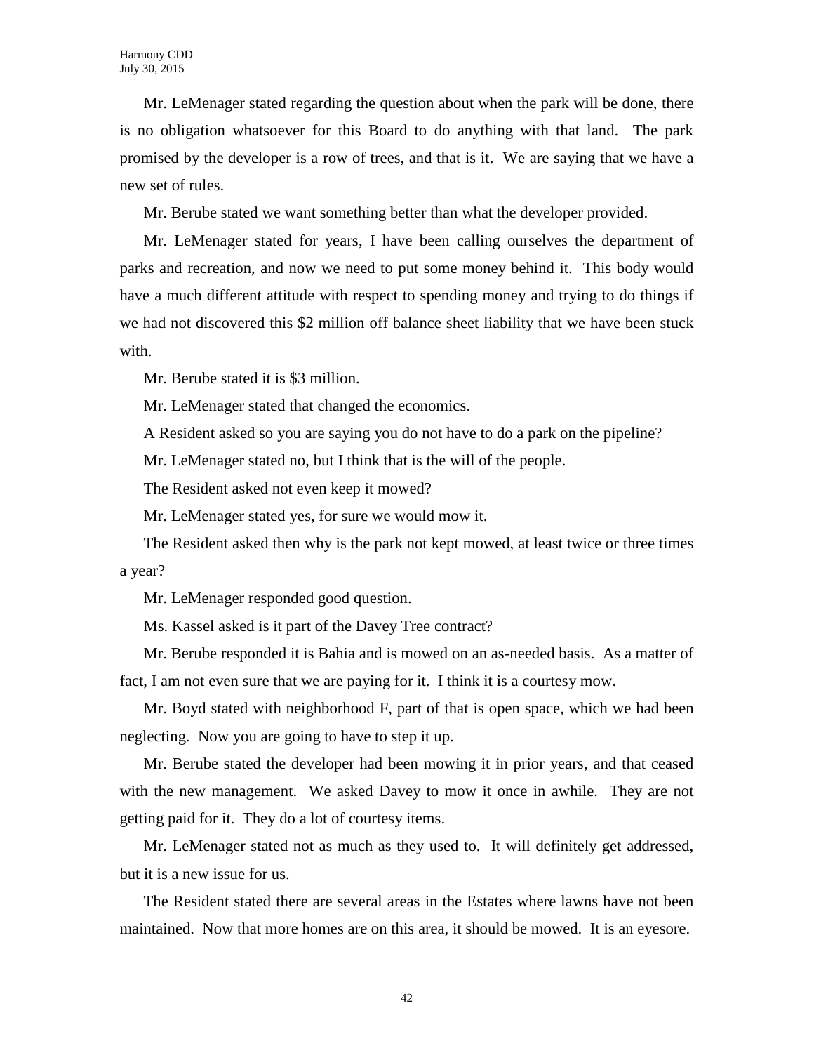Mr. LeMenager stated regarding the question about when the park will be done, there is no obligation whatsoever for this Board to do anything with that land. The park promised by the developer is a row of trees, and that is it. We are saying that we have a new set of rules.

Mr. Berube stated we want something better than what the developer provided.

Mr. LeMenager stated for years, I have been calling ourselves the department of parks and recreation, and now we need to put some money behind it. This body would have a much different attitude with respect to spending money and trying to do things if we had not discovered this $2 million off balance sheet liability that we have been stuck with.

Mr. Berube stated it is $3 million.

Mr. LeMenager stated that changed the economics.

A Resident asked so you are saying you do not have to do a park on the pipeline?

Mr. LeMenager stated no, but I think that is the will of the people.

The Resident asked not even keep it mowed?

Mr. LeMenager stated yes, for sure we would mow it.

The Resident asked then why is the park not kept mowed, at least twice or three times a year?

Mr. LeMenager responded good question.

Ms. Kassel asked is it part of the Davey Tree contract?

Mr. Berube responded it is Bahia and is mowed on an as-needed basis. As a matter of fact, I am not even sure that we are paying for it. I think it is a courtesy mow.

Mr. Boyd stated with neighborhood F, part of that is open space, which we had been neglecting. Now you are going to have to step it up.

Mr. Berube stated the developer had been mowing it in prior years, and that ceased with the new management. We asked Davey to mow it once in awhile. They are not getting paid for it. They do a lot of courtesy items.

Mr. LeMenager stated not as much as they used to. It will definitely get addressed, but it is a new issue for us.

The Resident stated there are several areas in the Estates where lawns have not been maintained. Now that more homes are on this area, it should be mowed. It is an eyesore.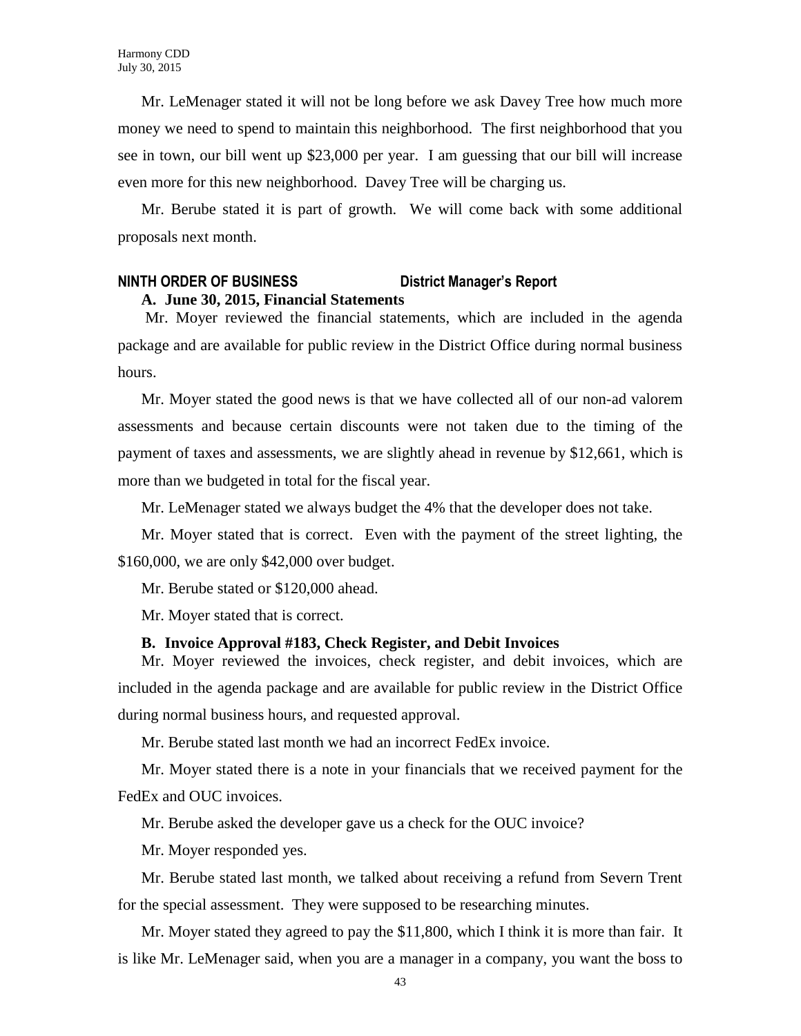Mr. LeMenager stated it will not be long before we ask Davey Tree how much more money we need to spend to maintain this neighborhood. The first neighborhood that you see in town, our bill went up $23,000 per year. I am guessing that our bill will increase even more for this new neighborhood. Davey Tree will be charging us.

Mr. Berube stated it is part of growth. We will come back with some additional proposals next month.

## NINTH ORDER OF BUSINESS — District Manager's Report

**A. June 30, 2015, Financial Statements**

Mr. Moyer reviewed the financial statements, which are included in the agenda package and are available for public review in the District Office during normal business hours.

Mr. Moyer stated the good news is that we have collected all of our non-ad valorem assessments and because certain discounts were not taken due to the timing of the payment of taxes and assessments, we are slightly ahead in revenue by $12,661, which is more than we budgeted in total for the fiscal year.

Mr. LeMenager stated we always budget the 4% that the developer does not take.

Mr. Moyer stated that is correct. Even with the payment of the street lighting, the $160,000, we are only $42,000 over budget.

Mr. Berube stated or $120,000 ahead.

Mr. Moyer stated that is correct.

**B. Invoice Approval #183, Check Register, and Debit Invoices**

Mr. Moyer reviewed the invoices, check register, and debit invoices, which are included in the agenda package and are available for public review in the District Office during normal business hours, and requested approval.

Mr. Berube stated last month we had an incorrect FedEx invoice.

Mr. Moyer stated there is a note in your financials that we received payment for the FedEx and OUC invoices.

Mr. Berube asked the developer gave us a check for the OUC invoice?

Mr. Moyer responded yes.

Mr. Berube stated last month, we talked about receiving a refund from Severn Trent for the special assessment. They were supposed to be researching minutes.

Mr. Moyer stated they agreed to pay the $11,800, which I think it is more than fair. It is like Mr. LeMenager said, when you are a manager in a company, you want the boss to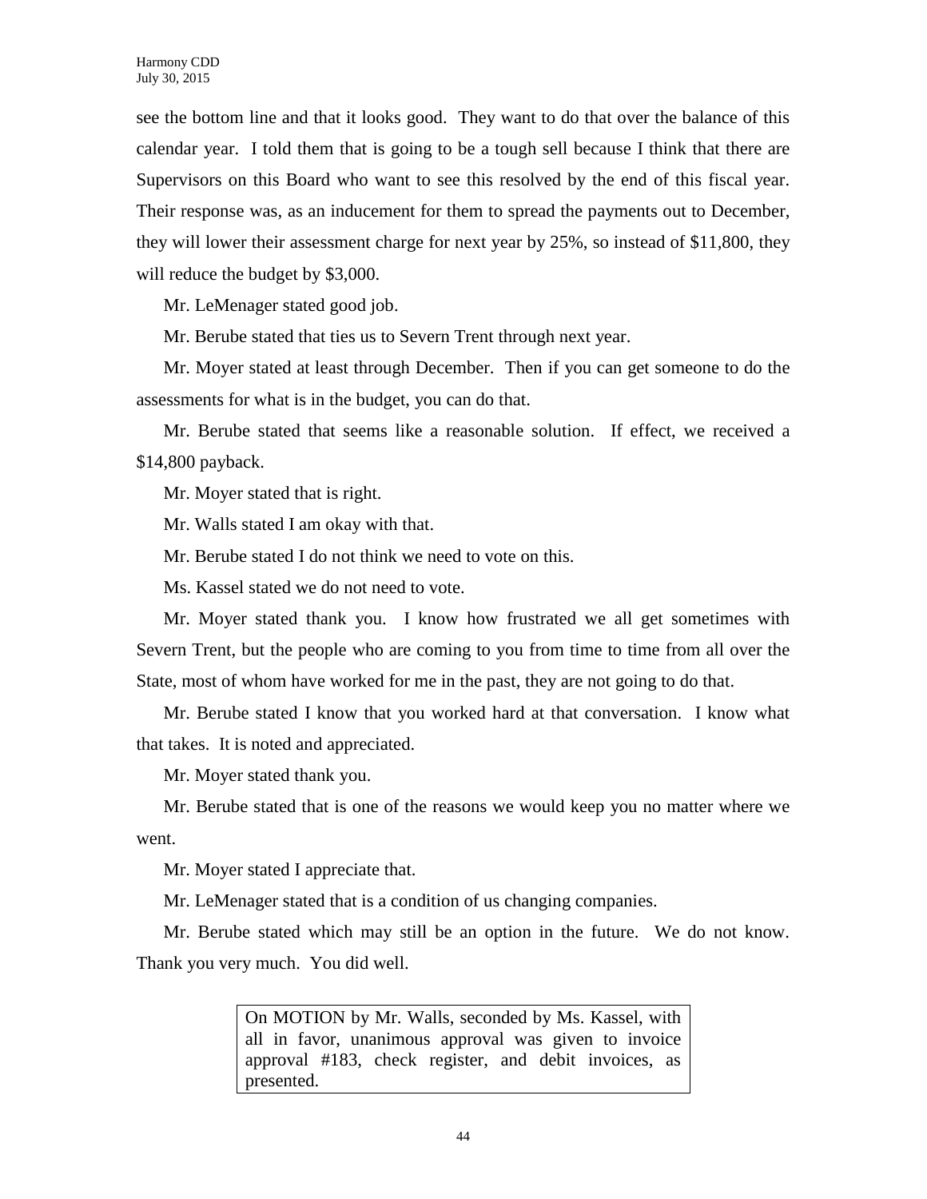see the bottom line and that it looks good. They want to do that over the balance of this calendar year. I told them that is going to be a tough sell because I think that there are Supervisors on this Board who want to see this resolved by the end of this fiscal year. Their response was, as an inducement for them to spread the payments out to December, they will lower their assessment charge for next year by 25%, so instead of $11,800, they will reduce the budget by $3,000.

Mr. LeMenager stated good job.

Mr. Berube stated that ties us to Severn Trent through next year.

Mr. Moyer stated at least through December. Then if you can get someone to do the assessments for what is in the budget, you can do that.

Mr. Berube stated that seems like a reasonable solution. If effect, we received a $14,800 payback.

Mr. Moyer stated that is right.

Mr. Walls stated I am okay with that.

Mr. Berube stated I do not think we need to vote on this.

Ms. Kassel stated we do not need to vote.

Mr. Moyer stated thank you. I know how frustrated we all get sometimes with Severn Trent, but the people who are coming to you from time to time from all over the State, most of whom have worked for me in the past, they are not going to do that.

Mr. Berube stated I know that you worked hard at that conversation. I know what that takes. It is noted and appreciated.

Mr. Moyer stated thank you.

Mr. Berube stated that is one of the reasons we would keep you no matter where we went.

Mr. Moyer stated I appreciate that.

Mr. LeMenager stated that is a condition of us changing companies.

Mr. Berube stated which may still be an option in the future. We do not know. Thank you very much. You did well.

> On MOTION by Mr. Walls, seconded by Ms. Kassel, with all in favor, unanimous approval was given to invoice approval #183, check register, and debit invoices, as presented.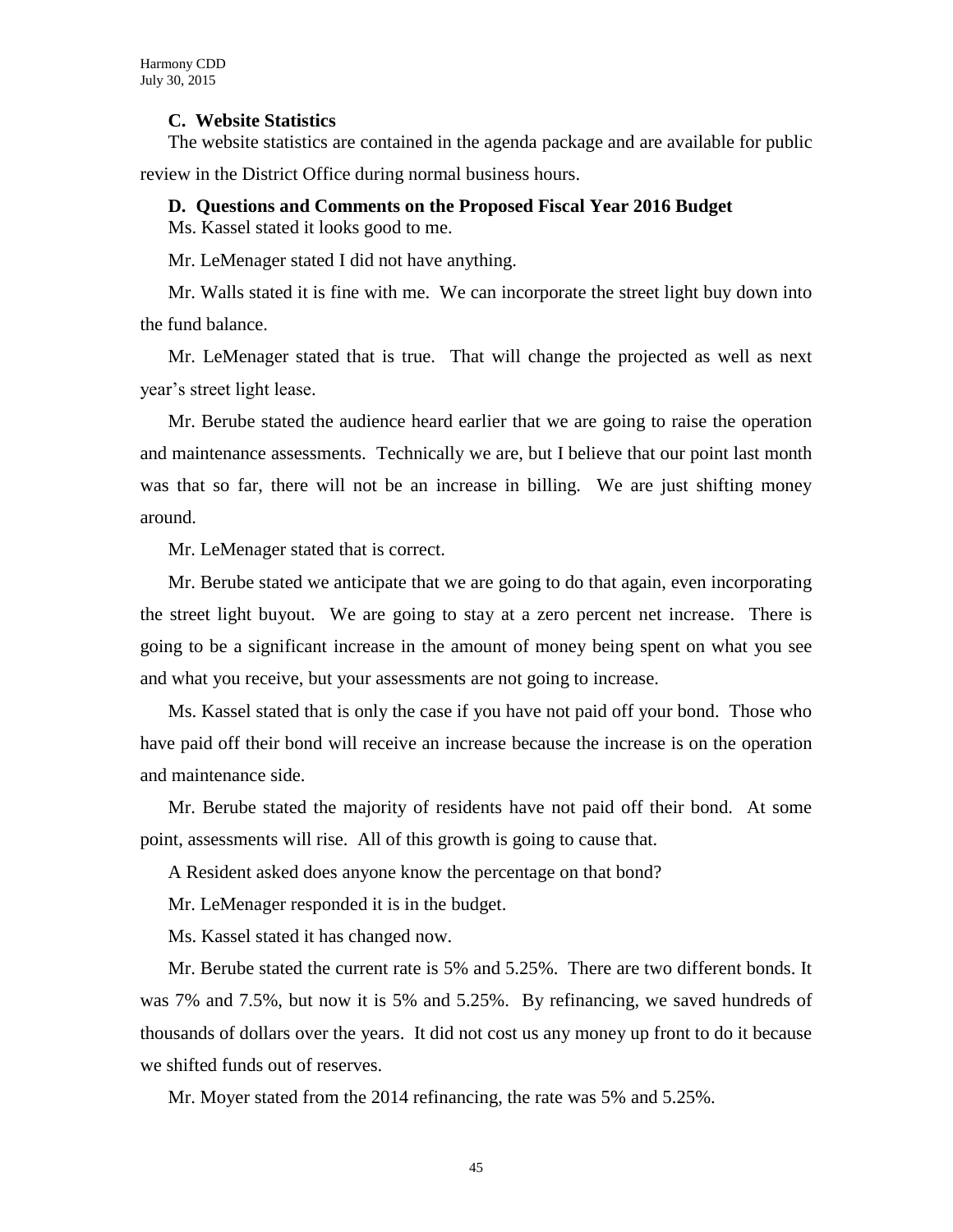### C. Website Statistics

The website statistics are contained in the agenda package and are available for public review in the District Office during normal business hours.

### D. Questions and Comments on the Proposed Fiscal Year 2016 Budget

Ms. Kassel stated it looks good to me.

Mr. LeMenager stated I did not have anything.

Mr. Walls stated it is fine with me. We can incorporate the street light buy down into the fund balance.

Mr. LeMenager stated that is true. That will change the projected as well as next year's street light lease.

Mr. Berube stated the audience heard earlier that we are going to raise the operation and maintenance assessments. Technically we are, but I believe that our point last month was that so far, there will not be an increase in billing. We are just shifting money around.

Mr. LeMenager stated that is correct.

Mr. Berube stated we anticipate that we are going to do that again, even incorporating the street light buyout. We are going to stay at a zero percent net increase. There is going to be a significant increase in the amount of money being spent on what you see and what you receive, but your assessments are not going to increase.

Ms. Kassel stated that is only the case if you have not paid off your bond. Those who have paid off their bond will receive an increase because the increase is on the operation and maintenance side.

Mr. Berube stated the majority of residents have not paid off their bond. At some point, assessments will rise. All of this growth is going to cause that.

A Resident asked does anyone know the percentage on that bond?

Mr. LeMenager responded it is in the budget.

Ms. Kassel stated it has changed now.

Mr. Berube stated the current rate is 5% and 5.25%. There are two different bonds. It was 7% and 7.5%, but now it is 5% and 5.25%. By refinancing, we saved hundreds of thousands of dollars over the years. It did not cost us any money up front to do it because we shifted funds out of reserves.

Mr. Moyer stated from the 2014 refinancing, the rate was 5% and 5.25%.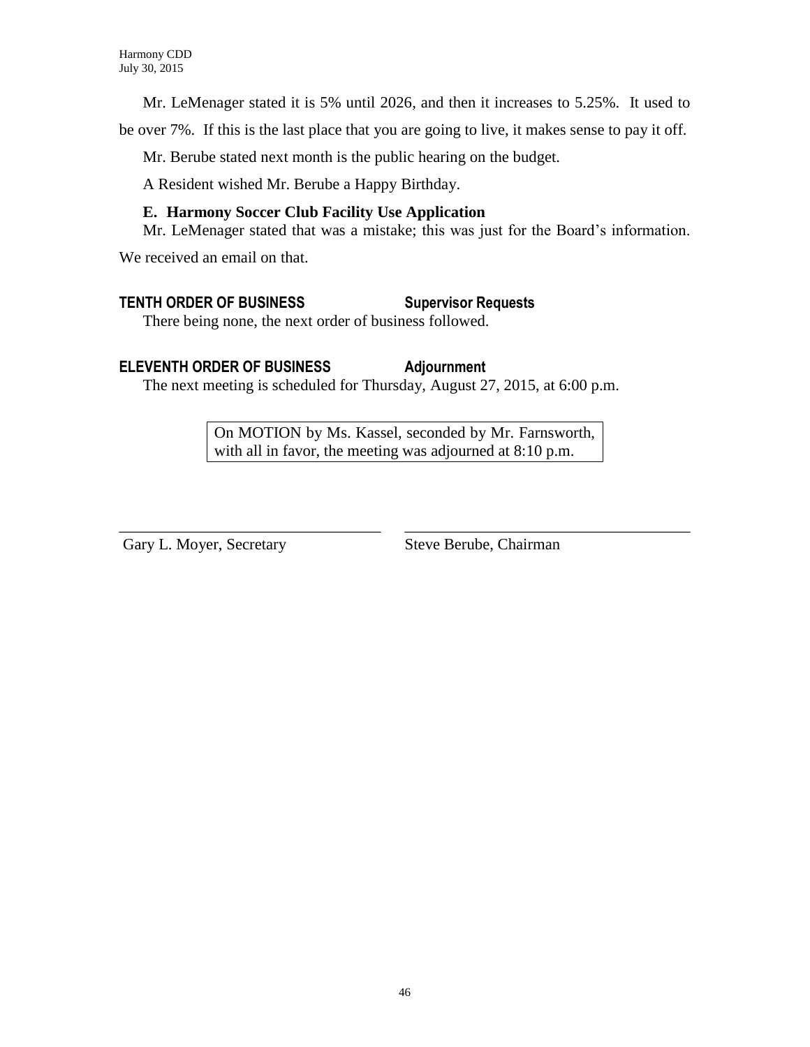Mr. LeMenager stated it is 5% until 2026, and then it increases to 5.25%. It used to be over 7%. If this is the last place that you are going to live, it makes sense to pay it off.

Mr. Berube stated next month is the public hearing on the budget.

A Resident wished Mr. Berube a Happy Birthday.

**E. Harmony Soccer Club Facility Use Application**

Mr. LeMenager stated that was a mistake; this was just for the Board's information. We received an email on that.

**TENTH ORDER OF BUSINESS Supervisor Requests**

There being none, the next order of business followed.

**ELEVENTH ORDER OF BUSINESS Adjournment**

The next meeting is scheduled for Thursday, August 27, 2015, at 6:00 p.m.

> On MOTION by Ms. Kassel, seconded by Mr. Farnsworth, with all in favor, the meeting was adjourned at 8:10 p.m.

\_\_\_\_\_\_\_\_\_\_\_\_\_\_\_\_\_\_\_\_\_\_\_\_\_\_\_\_\_\_\_\_\_\_ \_\_\_\_\_\_\_\_\_\_\_\_\_\_\_\_\_\_\_\_\_\_\_\_\_\_\_\_\_\_\_\_\_\_\_\_\_\_

Gary L. Moyer, Secretary Steve Berube, Chairman